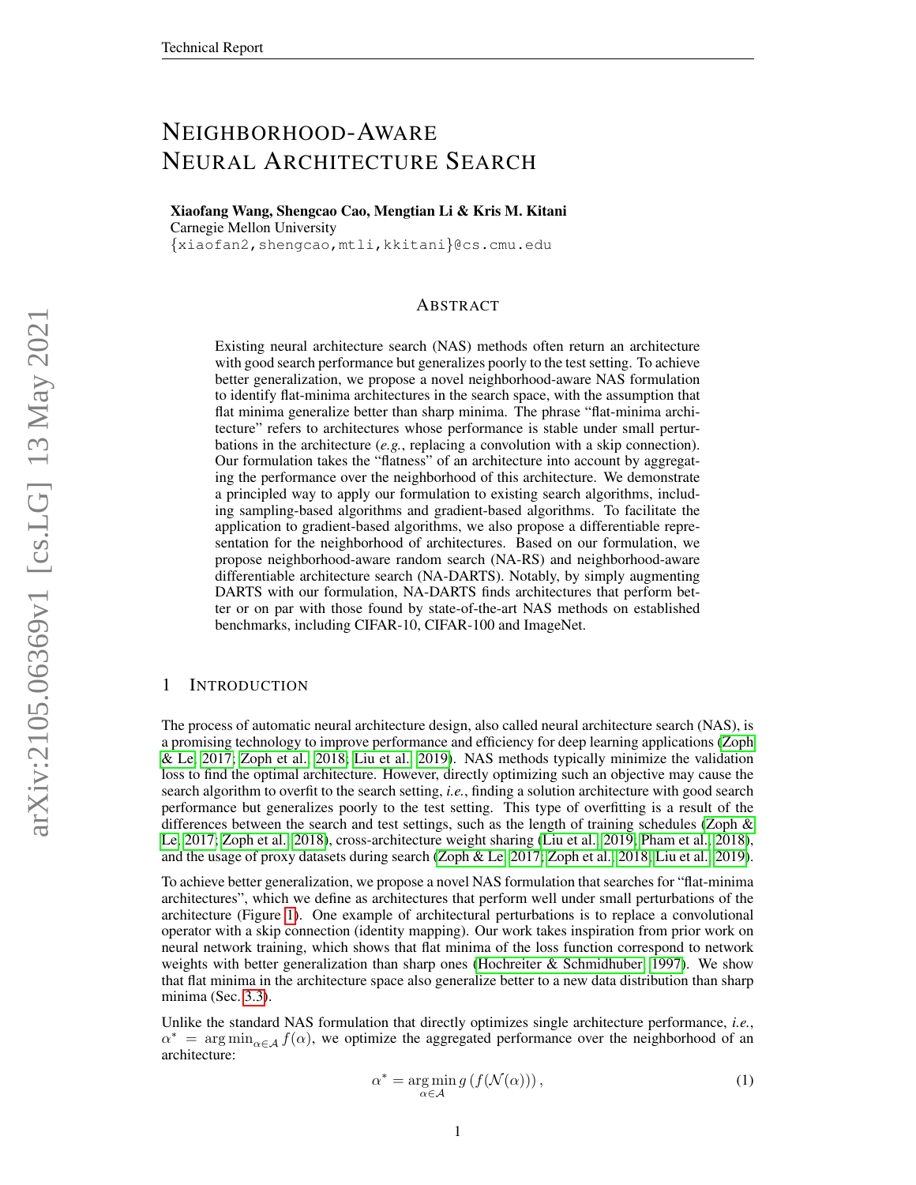# NEIGHBORHOOD-AWARE NEURAL ARCHITECTURE SEARCH

**Xiaofang Wang, Shengcao Cao, Mengtian Li & Kris M. Kitani**
Carnegie Mellon University
{xiaofan2,shengcao,mtli,kkitani}@cs.cmu.edu

## ABSTRACT

Existing neural architecture search (NAS) methods often return an architecture with good search performance but generalizes poorly to the test setting. To achieve better generalization, we propose a novel neighborhood-aware NAS formulation to identify flat-minima architectures in the search space, with the assumption that flat minima generalize better than sharp minima. The phrase "flat-minima architecture" refers to architectures whose performance is stable under small perturbations in the architecture (*e.g.*, replacing a convolution with a skip connection). Our formulation takes the "flatness" of an architecture into account by aggregating the performance over the neighborhood of this architecture. We demonstrate a principled way to apply our formulation to existing search algorithms, including sampling-based algorithms and gradient-based algorithms. To facilitate the application to gradient-based algorithms, we also propose a differentiable representation for the neighborhood of architectures. Based on our formulation, we propose neighborhood-aware random search (NA-RS) and neighborhood-aware differentiable architecture search (NA-DARTS). Notably, by simply augmenting DARTS with our formulation, NA-DARTS finds architectures that perform better or on par with those found by state-of-the-art NAS methods on established benchmarks, including CIFAR-10, CIFAR-100 and ImageNet.

## 1 INTRODUCTION

The process of automatic neural architecture design, also called neural architecture search (NAS), is a promising technology to improve performance and efficiency for deep learning applications (Zoph & Le, 2017; Zoph et al., 2018; Liu et al., 2019). NAS methods typically minimize the validation loss to find the optimal architecture. However, directly optimizing such an objective may cause the search algorithm to overfit to the search setting, *i.e.*, finding a solution architecture with good search performance but generalizes poorly to the test setting. This type of overfitting is a result of the differences between the search and test settings, such as the length of training schedules (Zoph & Le, 2017; Zoph et al., 2018), cross-architecture weight sharing (Liu et al., 2019; Pham et al., 2018), and the usage of proxy datasets during search (Zoph & Le, 2017; Zoph et al., 2018; Liu et al., 2019).

To achieve better generalization, we propose a novel NAS formulation that searches for "flat-minima architectures", which we define as architectures that perform well under small perturbations of the architecture (Figure 1). One example of architectural perturbations is to replace a convolutional operator with a skip connection (identity mapping). Our work takes inspiration from prior work on neural network training, which shows that flat minima of the loss function correspond to network weights with better generalization than sharp ones (Hochreiter & Schmidhuber, 1997). We show that flat minima in the architecture space also generalize better to a new data distribution than sharp minima (Sec. 3.3).

Unlike the standard NAS formulation that directly optimizes single architecture performance, *i.e.*, $\alpha^* = \arg\min_{\alpha \in \mathcal{A}} f(\alpha)$, we optimize the aggregated performance over the neighborhood of an architecture:

$$\alpha^* = \underset{\alpha \in \mathcal{A}}{\arg\min}\, g\left(f(\mathcal{N}(\alpha))\right), \tag{1}$$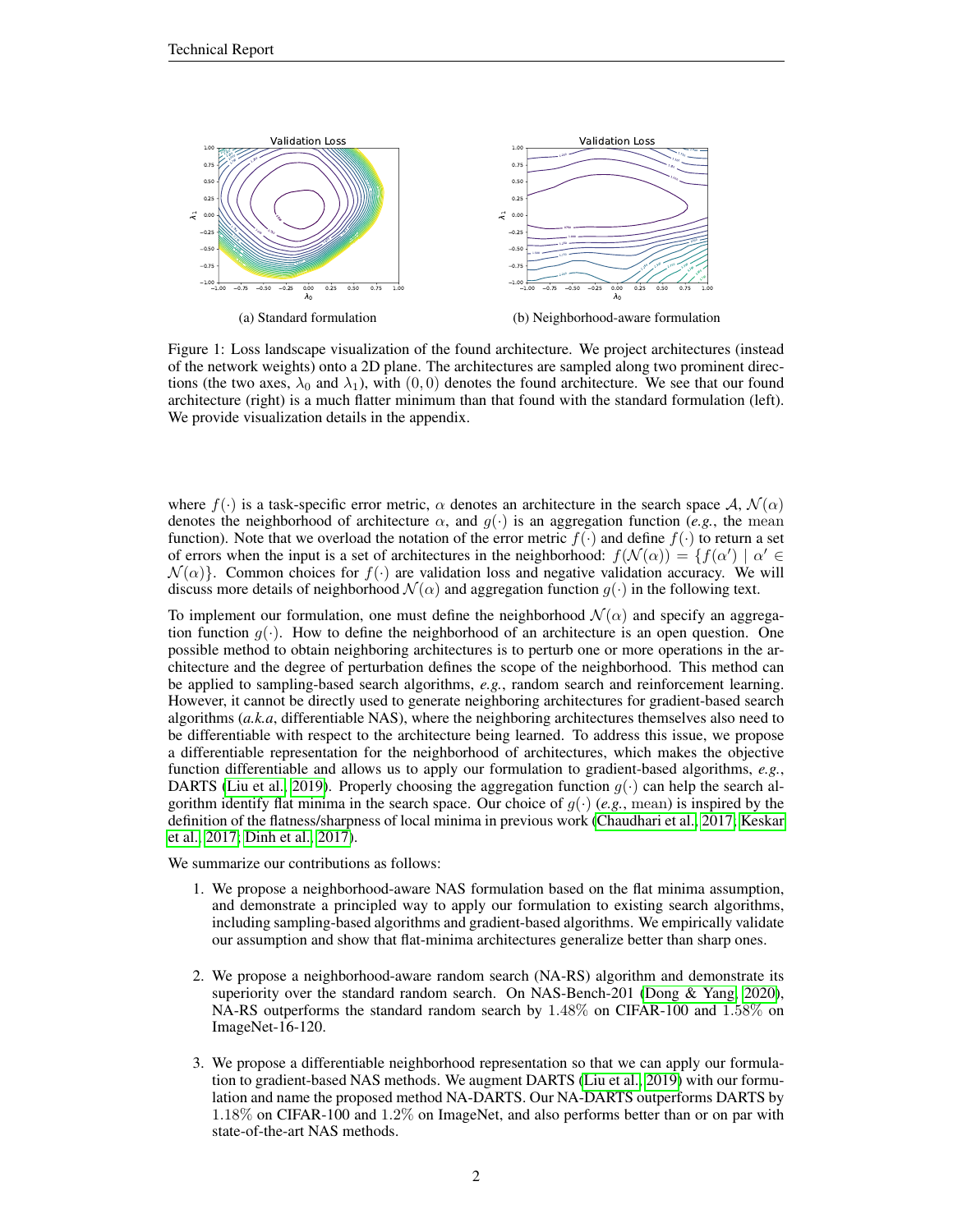(a) Standard formulation

(b) Neighborhood-aware formulation

Figure 1: Loss landscape visualization of the found architecture. We project architectures (instead of the network weights) onto a 2D plane. The architectures are sampled along two prominent directions (the two axes, $\lambda_0$ and $\lambda_1$), with $(0, 0)$ denotes the found architecture. We see that our found architecture (right) is a much flatter minimum than that found with the standard formulation (left). We provide visualization details in the appendix.

where $f(\cdot)$ is a task-specific error metric, $\alpha$ denotes an architecture in the search space $\mathcal{A}$, $\mathcal{N}(\alpha)$ denotes the neighborhood of architecture $\alpha$, and $g(\cdot)$ is an aggregation function (*e.g.*, the $\mathrm{mean}$ function). Note that we overload the notation of the error metric $f(\cdot)$ and define $f(\cdot)$ to return a set of errors when the input is a set of architectures in the neighborhood: $f(\mathcal{N}(\alpha)) = \{f(\alpha') \mid \alpha' \in \mathcal{N}(\alpha)\}$. Common choices for $f(\cdot)$ are validation loss and negative validation accuracy. We will discuss more details of neighborhood $\mathcal{N}(\alpha)$ and aggregation function $g(\cdot)$ in the following text.

To implement our formulation, one must define the neighborhood $\mathcal{N}(\alpha)$ and specify an aggregation function $g(\cdot)$. How to define the neighborhood of an architecture is an open question. One possible method to obtain neighboring architectures is to perturb one or more operations in the architecture and the degree of perturbation defines the scope of the neighborhood. This method can be applied to sampling-based search algorithms, *e.g.*, random search and reinforcement learning. However, it cannot be directly used to generate neighboring architectures for gradient-based search algorithms (*a.k.a*, differentiable NAS), where the neighboring architectures themselves also need to be differentiable with respect to the architecture being learned. To address this issue, we propose a differentiable representation for the neighborhood of architectures, which makes the objective function differentiable and allows us to apply our formulation to gradient-based algorithms, *e.g.*, DARTS (Liu et al., 2019). Properly choosing the aggregation function $g(\cdot)$ can help the search algorithm identify flat minima in the search space. Our choice of $g(\cdot)$ (*e.g.*, $\mathrm{mean}$) is inspired by the definition of the flatness/sharpness of local minima in previous work (Chaudhari et al., 2017; Keskar et al., 2017; Dinh et al., 2017).

We summarize our contributions as follows:

1. We propose a neighborhood-aware NAS formulation based on the flat minima assumption, and demonstrate a principled way to apply our formulation to existing search algorithms, including sampling-based algorithms and gradient-based algorithms. We empirically validate our assumption and show that flat-minima architectures generalize better than sharp ones.

2. We propose a neighborhood-aware random search (NA-RS) algorithm and demonstrate its superiority over the standard random search. On NAS-Bench-201 (Dong & Yang, 2020), NA-RS outperforms the standard random search by $1.48\%$ on CIFAR-100 and $1.58\%$ on ImageNet-16-120.

3. We propose a differentiable neighborhood representation so that we can apply our formulation to gradient-based NAS methods. We augment DARTS (Liu et al., 2019) with our formulation and name the proposed method NA-DARTS. Our NA-DARTS outperforms DARTS by $1.18\%$ on CIFAR-100 and $1.2\%$ on ImageNet, and also performs better than or on par with state-of-the-art NAS methods.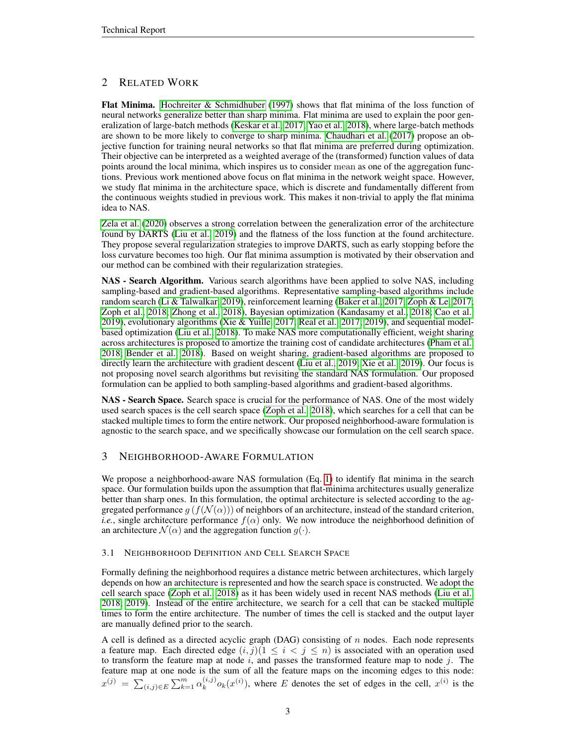## 2 Related Work

**Flat Minima.** Hochreiter & Schmidhuber (1997) shows that flat minima of the loss function of neural networks generalize better than sharp minima. Flat minima are used to explain the poor generalization of large-batch methods (Keskar et al., 2017; Yao et al., 2018), where large-batch methods are shown to be more likely to converge to sharp minima. Chaudhari et al. (2017) propose an objective function for training neural networks so that flat minima are preferred during optimization. Their objective can be interpreted as a weighted average of the (transformed) function values of data points around the local minima, which inspires us to consider $\mathrm{mean}$ as one of the aggregation functions. Previous work mentioned above focus on flat minima in the network weight space. However, we study flat minima in the architecture space, which is discrete and fundamentally different from the continuous weights studied in previous work. This makes it non-trivial to apply the flat minima idea to NAS.

Zela et al. (2020) observes a strong correlation between the generalization error of the architecture found by DARTS (Liu et al., 2019) and the flatness of the loss function at the found architecture. They propose several regularization strategies to improve DARTS, such as early stopping before the loss curvature becomes too high. Our flat minima assumption is motivated by their observation and our method can be combined with their regularization strategies.

**NAS - Search Algorithm.** Various search algorithms have been applied to solve NAS, including sampling-based and gradient-based algorithms. Representative sampling-based algorithms include random search (Li & Talwalkar, 2019), reinforcement learning (Baker et al., 2017; Zoph & Le, 2017; Zoph et al., 2018; Zhong et al., 2018), Bayesian optimization (Kandasamy et al., 2018; Cao et al., 2019), evolutionary algorithms (Xie & Yuille, 2017; Real et al., 2017; 2019), and sequential model-based optimization (Liu et al., 2018). To make NAS more computationally efficient, weight sharing across architectures is proposed to amortize the training cost of candidate architectures (Pham et al., 2018; Bender et al., 2018). Based on weight sharing, gradient-based algorithms are proposed to directly learn the architecture with gradient descent (Liu et al., 2019; Xie et al., 2019). Our focus is not proposing novel search algorithms but revisiting the standard NAS formulation. Our proposed formulation can be applied to both sampling-based algorithms and gradient-based algorithms.

**NAS - Search Space.** Search space is crucial for the performance of NAS. One of the most widely used search spaces is the cell search space (Zoph et al., 2018), which searches for a cell that can be stacked multiple times to form the entire network. Our proposed neighborhood-aware formulation is agnostic to the search space, and we specifically showcase our formulation on the cell search space.

## 3 Neighborhood-Aware Formulation

We propose a neighborhood-aware NAS formulation (Eq. 1) to identify flat minima in the search space. Our formulation builds upon the assumption that flat-minima architectures usually generalize better than sharp ones. In this formulation, the optimal architecture is selected according to the aggregated performance $g\left(f(\mathcal{N}(\alpha))\right)$ of neighbors of an architecture, instead of the standard criterion, *i.e.*, single architecture performance $f(\alpha)$ only. We now introduce the neighborhood definition of an architecture $\mathcal{N}(\alpha)$ and the aggregation function $g(\cdot)$.

### 3.1 Neighborhood Definition and Cell Search Space

Formally defining the neighborhood requires a distance metric between architectures, which largely depends on how an architecture is represented and how the search space is constructed. We adopt the cell search space (Zoph et al., 2018) as it has been widely used in recent NAS methods (Liu et al., 2018; 2019). Instead of the entire architecture, we search for a cell that can be stacked multiple times to form the entire architecture. The number of times the cell is stacked and the output layer are manually defined prior to the search.

A cell is defined as a directed acyclic graph (DAG) consisting of $n$ nodes. Each node represents a feature map. Each directed edge $(i, j) (1 \leq i < j \leq n)$ is associated with an operation used to transform the feature map at node $i$, and passes the transformed feature map to node $j$. The feature map at one node is the sum of all the feature maps on the incoming edges to this node: $x^{(j)} = \sum_{(i,j)\in E} \sum_{k=1}^{m} \alpha_k^{(i,j)} o_k(x^{(i)})$, where $E$ denotes the set of edges in the cell, $x^{(i)}$ is the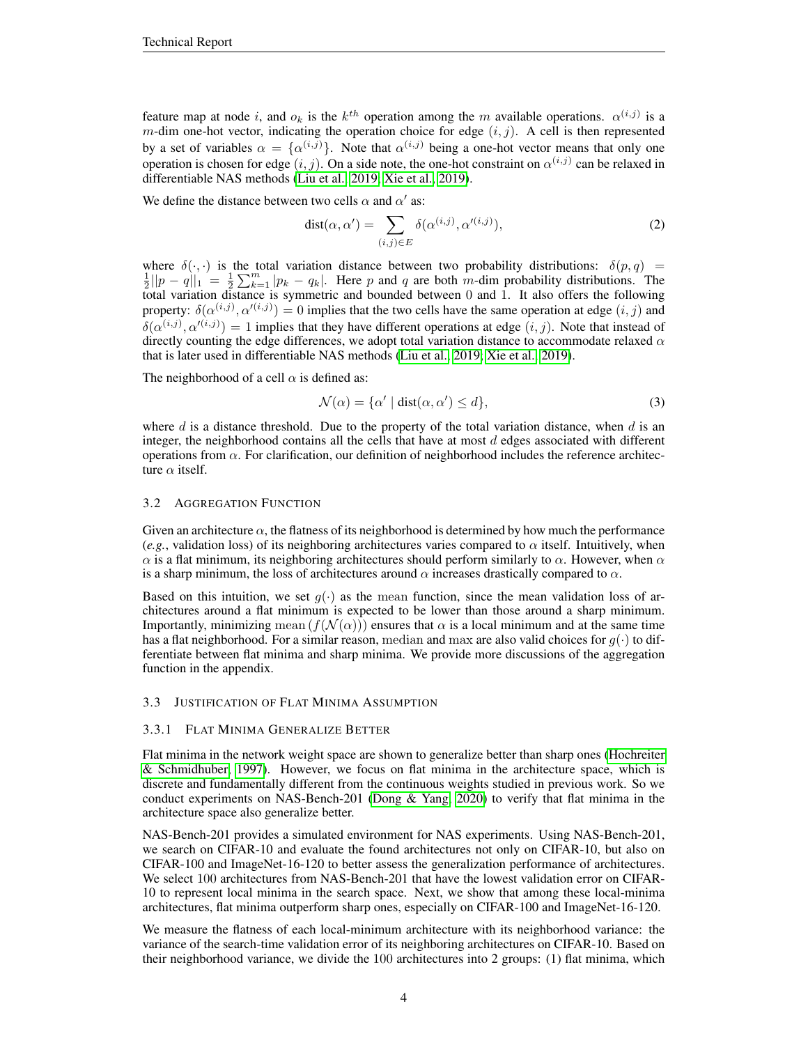feature map at node $i$, and $o_k$ is the $k^{th}$ operation among the $m$ available operations. $\alpha^{(i,j)}$ is a $m$-dim one-hot vector, indicating the operation choice for edge $(i, j)$. A cell is then represented by a set of variables $\alpha = \{\alpha^{(i,j)}\}$. Note that $\alpha^{(i,j)}$ being a one-hot vector means that only one operation is chosen for edge $(i, j)$. On a side note, the one-hot constraint on $\alpha^{(i,j)}$ can be relaxed in differentiable NAS methods (Liu et al., 2019; Xie et al., 2019).

We define the distance between two cells $\alpha$ and $\alpha'$ as:

$$\text{dist}(\alpha, \alpha') = \sum_{(i,j)\in E} \delta(\alpha^{(i,j)}, \alpha'^{(i,j)}), \tag{2}$$

where $\delta(\cdot, \cdot)$ is the total variation distance between two probability distributions: $\delta(p, q) = \frac{1}{2}||p - q||_1 = \frac{1}{2}\sum_{k=1}^{m} |p_k - q_k|$. Here $p$ and $q$ are both $m$-dim probability distributions. The total variation distance is symmetric and bounded between 0 and 1. It also offers the following property: $\delta(\alpha^{(i,j)}, \alpha'^{(i,j)}) = 0$ implies that the two cells have the same operation at edge $(i, j)$ and $\delta(\alpha^{(i,j)}, \alpha'^{(i,j)}) = 1$ implies that they have different operations at edge $(i, j)$. Note that instead of directly counting the edge differences, we adopt total variation distance to accommodate relaxed $\alpha$ that is later used in differentiable NAS methods (Liu et al., 2019; Xie et al., 2019).

The neighborhood of a cell $\alpha$ is defined as:

$$\mathcal{N}(\alpha) = \{\alpha' \mid \text{dist}(\alpha, \alpha') \leq d\}, \tag{3}$$

where $d$ is a distance threshold. Due to the property of the total variation distance, when $d$ is an integer, the neighborhood contains all the cells that have at most $d$ edges associated with different operations from $\alpha$. For clarification, our definition of neighborhood includes the reference architecture $\alpha$ itself.

### 3.2 Aggregation Function

Given an architecture $\alpha$, the flatness of its neighborhood is determined by how much the performance (*e.g.*, validation loss) of its neighboring architectures varies compared to $\alpha$ itself. Intuitively, when $\alpha$ is a flat minimum, its neighboring architectures should perform similarly to $\alpha$. However, when $\alpha$ is a sharp minimum, the loss of architectures around $\alpha$ increases drastically compared to $\alpha$.

Based on this intuition, we set $g(\cdot)$ as the $\text{mean}$ function, since the mean validation loss of architectures around a flat minimum is expected to be lower than those around a sharp minimum. Importantly, minimizing $\text{mean}\,(f(\mathcal{N}(\alpha)))$ ensures that $\alpha$ is a local minimum and at the same time has a flat neighborhood. For a similar reason, $\text{median}$ and $\max$ are also valid choices for $g(\cdot)$ to differentiate between flat minima and sharp minima. We provide more discussions of the aggregation function in the appendix.

### 3.3 Justification of Flat Minima Assumption

#### 3.3.1 Flat Minima Generalize Better

Flat minima in the network weight space are shown to generalize better than sharp ones (Hochreiter & Schmidhuber, 1997). However, we focus on flat minima in the architecture space, which is discrete and fundamentally different from the continuous weights studied in previous work. So we conduct experiments on NAS-Bench-201 (Dong & Yang, 2020) to verify that flat minima in the architecture space also generalize better.

NAS-Bench-201 provides a simulated environment for NAS experiments. Using NAS-Bench-201, we search on CIFAR-10 and evaluate the found architectures not only on CIFAR-10, but also on CIFAR-100 and ImageNet-16-120 to better assess the generalization performance of architectures. We select 100 architectures from NAS-Bench-201 that have the lowest validation error on CIFAR-10 to represent local minima in the search space. Next, we show that among these local-minima architectures, flat minima outperform sharp ones, especially on CIFAR-100 and ImageNet-16-120.

We measure the flatness of each local-minimum architecture with its neighborhood variance: the variance of the search-time validation error of its neighboring architectures on CIFAR-10. Based on their neighborhood variance, we divide the 100 architectures into 2 groups: (1) flat minima, which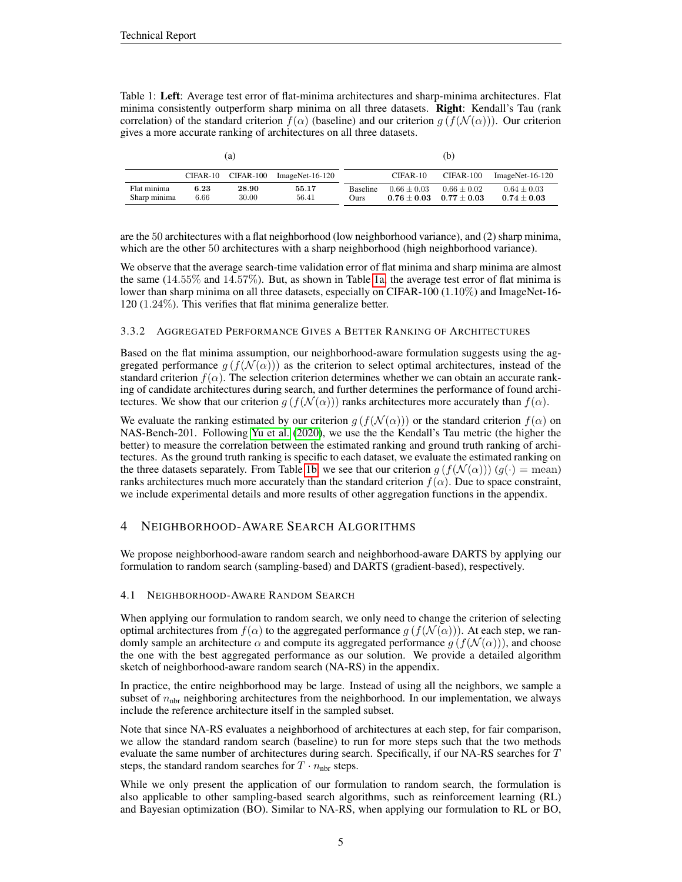Table 1: **Left**: Average test error of flat-minima architectures and sharp-minima architectures. Flat minima consistently outperform sharp minima on all three datasets. **Right**: Kendall's Tau (rank correlation) of the standard criterion $f(\alpha)$ (baseline) and our criterion $g(f(\mathcal{N}(\alpha)))$. Our criterion gives a more accurate ranking of architectures on all three datasets.

(a)

| | CIFAR-10 | CIFAR-100 | ImageNet-16-120 |
|---|---|---|---|
| Flat minima | **6.23** | **28.90** | **55.17** |
| Sharp minima | 6.66 | 30.00 | 56.41 |

(b)

| | CIFAR-10 | CIFAR-100 | ImageNet-16-120 |
|---|---|---|---|
| Baseline | $0.66 \pm 0.03$ | $0.66 \pm 0.02$ | $0.64 \pm 0.03$ |
| Ours | $\mathbf{0.76 \pm 0.03}$ | $\mathbf{0.77 \pm 0.03}$ | $\mathbf{0.74 \pm 0.03}$ |

are the 50 architectures with a flat neighborhood (low neighborhood variance), and (2) sharp minima, which are the other 50 architectures with a sharp neighborhood (high neighborhood variance).

We observe that the average search-time validation error of flat minima and sharp minima are almost the same (14.55% and 14.57%). But, as shown in Table 1a, the average test error of flat minima is lower than sharp minima on all three datasets, especially on CIFAR-100 (1.10%) and ImageNet-16-120 (1.24%). This verifies that flat minima generalize better.

### 3.3.2 Aggregated Performance Gives a Better Ranking of Architectures

Based on the flat minima assumption, our neighborhood-aware formulation suggests using the aggregated performance $g(f(\mathcal{N}(\alpha)))$ as the criterion to select optimal architectures, instead of the standard criterion $f(\alpha)$. The selection criterion determines whether we can obtain an accurate ranking of candidate architectures during search, and further determines the performance of found architectures. We show that our criterion $g(f(\mathcal{N}(\alpha)))$ ranks architectures more accurately than $f(\alpha)$.

We evaluate the ranking estimated by our criterion $g(f(\mathcal{N}(\alpha)))$ or the standard criterion $f(\alpha)$ on NAS-Bench-201. Following Yu et al. (2020), we use the the Kendall's Tau metric (the higher the better) to measure the correlation between the estimated ranking and ground truth ranking of architectures. As the ground truth ranking is specific to each dataset, we evaluate the estimated ranking on the three datasets separately. From Table 1b, we see that our criterion $g(f(\mathcal{N}(\alpha)))$ ($g(\cdot) = \text{mean}$) ranks architectures much more accurately than the standard criterion $f(\alpha)$. Due to space constraint, we include experimental details and more results of other aggregation functions in the appendix.

## 4 Neighborhood-Aware Search Algorithms

We propose neighborhood-aware random search and neighborhood-aware DARTS by applying our formulation to random search (sampling-based) and DARTS (gradient-based), respectively.

### 4.1 Neighborhood-Aware Random Search

When applying our formulation to random search, we only need to change the criterion of selecting optimal architectures from $f(\alpha)$ to the aggregated performance $g(f(\mathcal{N}(\alpha)))$. At each step, we randomly sample an architecture $\alpha$ and compute its aggregated performance $g(f(\mathcal{N}(\alpha)))$, and choose the one with the best aggregated performance as our solution. We provide a detailed algorithm sketch of neighborhood-aware random search (NA-RS) in the appendix.

In practice, the entire neighborhood may be large. Instead of using all the neighbors, we sample a subset of $n_{\text{nbr}}$ neighboring architectures from the neighborhood. In our implementation, we always include the reference architecture itself in the sampled subset.

Note that since NA-RS evaluates a neighborhood of architectures at each step, for fair comparison, we allow the standard random search (baseline) to run for more steps such that the two methods evaluate the same number of architectures during search. Specifically, if our NA-RS searches for $T$ steps, the standard random searches for $T \cdot n_{\text{nbr}}$ steps.

While we only present the application of our formulation to random search, the formulation is also applicable to other sampling-based search algorithms, such as reinforcement learning (RL) and Bayesian optimization (BO). Similar to NA-RS, when applying our formulation to RL or BO,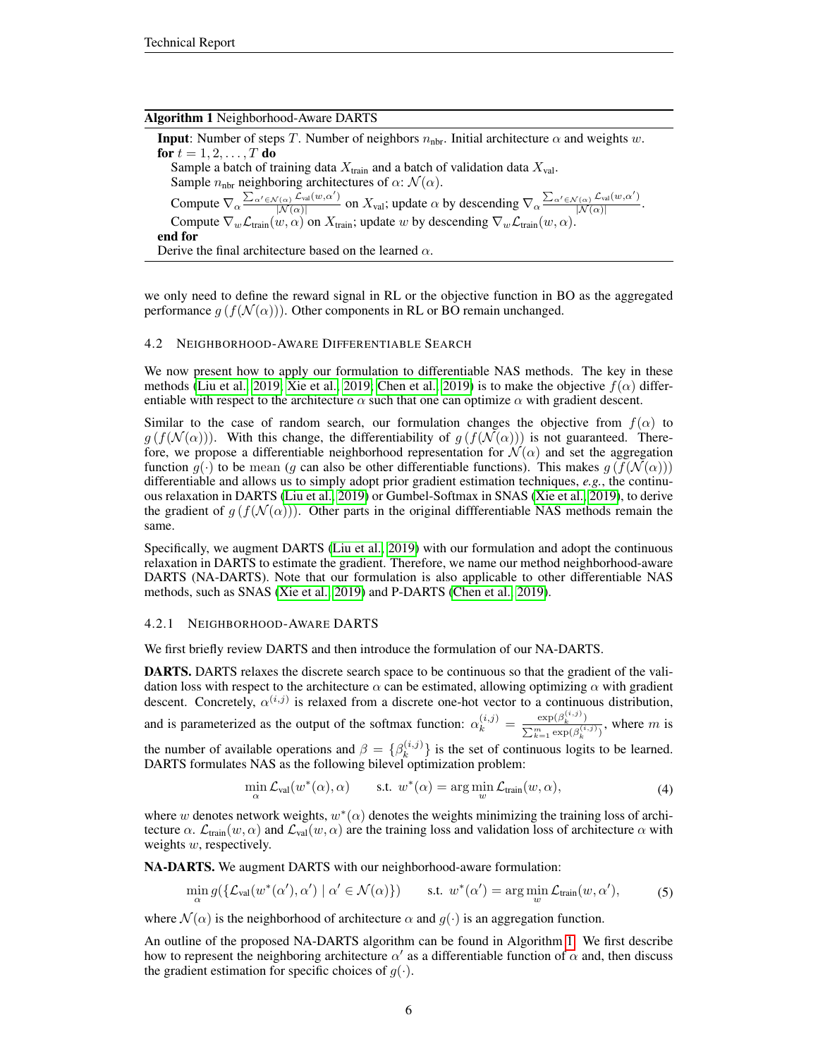**Algorithm 1** Neighborhood-Aware DARTS

**Input**: Number of steps $T$. Number of neighbors $n_{\text{nbr}}$. Initial architecture $\alpha$ and weights $w$.
**for** $t = 1, 2, \ldots, T$ **do**
  Sample a batch of training data $X_{\text{train}}$ and a batch of validation data $X_{\text{val}}$.
  Sample $n_{\text{nbr}}$ neighboring architectures of $\alpha$: $\mathcal{N}(\alpha)$.
  Compute $\nabla_\alpha \frac{\sum_{\alpha' \in \mathcal{N}(\alpha)} \mathcal{L}_{\text{val}}(w, \alpha')}{|\mathcal{N}(\alpha)|}$ on $X_{\text{val}}$; update $\alpha$ by descending $\nabla_\alpha \frac{\sum_{\alpha' \in \mathcal{N}(\alpha)} \mathcal{L}_{\text{val}}(w, \alpha')}{|\mathcal{N}(\alpha)|}$.
  Compute $\nabla_w \mathcal{L}_{\text{train}}(w, \alpha)$ on $X_{\text{train}}$; update $w$ by descending $\nabla_w \mathcal{L}_{\text{train}}(w, \alpha)$.
**end for**
Derive the final architecture based on the learned $\alpha$.

we only need to define the reward signal in RL or the objective function in BO as the aggregated performance $g\left(f(\mathcal{N}(\alpha))\right)$. Other components in RL or BO remain unchanged.

### 4.2 Neighborhood-Aware Differentiable Search

We now present how to apply our formulation to differentiable NAS methods. The key in these methods (Liu et al., 2019; Xie et al., 2019; Chen et al., 2019) is to make the objective $f(\alpha)$ differentiable with respect to the architecture $\alpha$ such that one can optimize $\alpha$ with gradient descent.

Similar to the case of random search, our formulation changes the objective from $f(\alpha)$ to $g\left(f(\mathcal{N}(\alpha))\right)$. With this change, the differentiability of $g\left(f(\mathcal{N}(\alpha))\right)$ is not guaranteed. Therefore, we propose a differentiable neighborhood representation for $\mathcal{N}(\alpha)$ and set the aggregation function $g(\cdot)$ to be mean ($g$ can also be other differentiable functions). This makes $g\left(f(\mathcal{N}(\alpha))\right)$ differentiable and allows us to simply adopt prior gradient estimation techniques, *e.g.*, the continuous relaxation in DARTS (Liu et al., 2019) or Gumbel-Softmax in SNAS (Xie et al., 2019), to derive the gradient of $g\left(f(\mathcal{N}(\alpha))\right)$. Other parts in the original diffferentiable NAS methods remain the same.

Specifically, we augment DARTS (Liu et al., 2019) with our formulation and adopt the continuous relaxation in DARTS to estimate the gradient. Therefore, we name our method neighborhood-aware DARTS (NA-DARTS). Note that our formulation is also applicable to other differentiable NAS methods, such as SNAS (Xie et al., 2019) and P-DARTS (Chen et al., 2019).

#### 4.2.1 Neighborhood-Aware DARTS

We first briefly review DARTS and then introduce the formulation of our NA-DARTS.

**DARTS.** DARTS relaxes the discrete search space to be continuous so that the gradient of the validation loss with respect to the architecture $\alpha$ can be estimated, allowing optimizing $\alpha$ with gradient descent. Concretely, $\alpha^{(i,j)}$ is relaxed from a discrete one-hot vector to a continuous distribution, and is parameterized as the output of the softmax function: $\alpha_k^{(i,j)} = \frac{\exp(\beta_k^{(i,j)})}{\sum_{k=1}^{m} \exp(\beta_k^{(i,j)})}$, where $m$ is the number of available operations and $\beta = \{\beta_k^{(i,j)}\}$ is the set of continuous logits to be learned. DARTS formulates NAS as the following bilevel optimization problem:

$$\min_\alpha \mathcal{L}_{\text{val}}(w^*(\alpha), \alpha) \qquad \text{s.t. } w^*(\alpha) = \arg\min_w \mathcal{L}_{\text{train}}(w, \alpha), \tag{4}$$

where $w$ denotes network weights, $w^*(\alpha)$ denotes the weights minimizing the training loss of architecture $\alpha$. $\mathcal{L}_{\text{train}}(w, \alpha)$ and $\mathcal{L}_{\text{val}}(w, \alpha)$ are the training loss and validation loss of architecture $\alpha$ with weights $w$, respectively.

**NA-DARTS.** We augment DARTS with our neighborhood-aware formulation:

$$\min_\alpha g(\{\mathcal{L}_{\text{val}}(w^*(\alpha'), \alpha') \mid \alpha' \in \mathcal{N}(\alpha)\}) \qquad \text{s.t. } w^*(\alpha') = \arg\min_w \mathcal{L}_{\text{train}}(w, \alpha'), \tag{5}$$

where $\mathcal{N}(\alpha)$ is the neighborhood of architecture $\alpha$ and $g(\cdot)$ is an aggregation function.

An outline of the proposed NA-DARTS algorithm can be found in Algorithm 1. We first describe how to represent the neighboring architecture $\alpha'$ as a differentiable function of $\alpha$ and, then discuss the gradient estimation for specific choices of $g(\cdot)$.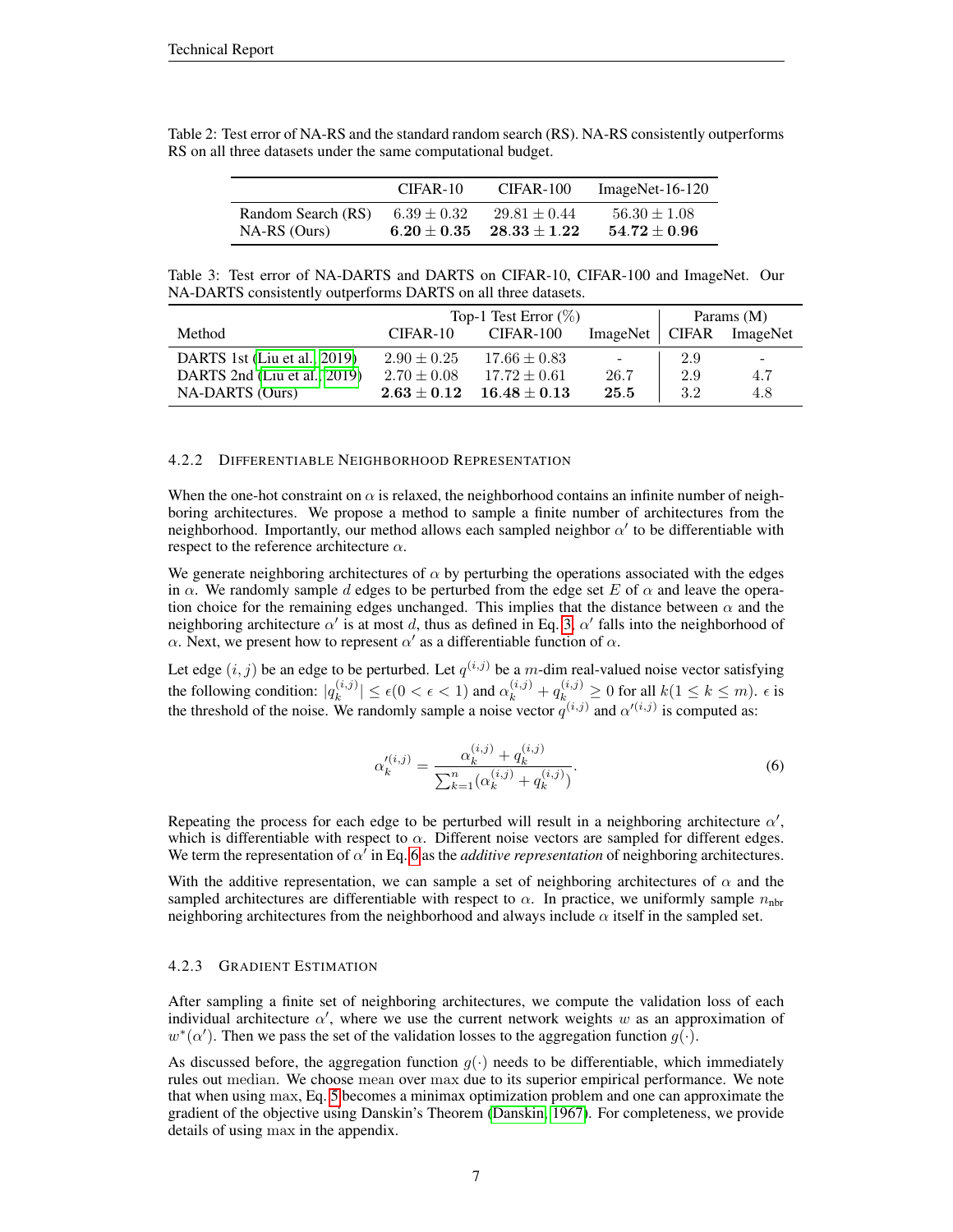Table 2: Test error of NA-RS and the standard random search (RS). NA-RS consistently outperforms RS on all three datasets under the same computational budget.

| | CIFAR-10 | CIFAR-100 | ImageNet-16-120 |
|---|---|---|---|
| Random Search (RS) | $6.39 \pm 0.32$ | $29.81 \pm 0.44$ | $56.30 \pm 1.08$ |
| NA-RS (Ours) | $\mathbf{6.20 \pm 0.35}$ | $\mathbf{28.33 \pm 1.22}$ | $\mathbf{54.72 \pm 0.96}$ |

Table 3: Test error of NA-DARTS and DARTS on CIFAR-10, CIFAR-100 and ImageNet. Our NA-DARTS consistently outperforms DARTS on all three datasets.

| | Top-1 Test Error (%) | | | Params (M) | |
|---|---|---|---|---|---|
| Method | CIFAR-10 | CIFAR-100 | ImageNet | CIFAR | ImageNet |
| DARTS 1st (Liu et al., 2019) | $2.90 \pm 0.25$ | $17.66 \pm 0.83$ | - | 2.9 | - |
| DARTS 2nd (Liu et al., 2019) | $2.70 \pm 0.08$ | $17.72 \pm 0.61$ | 26.7 | 2.9 | 4.7 |
| NA-DARTS (Ours) | $\mathbf{2.63 \pm 0.12}$ | $\mathbf{16.48 \pm 0.13}$ | **25.5** | 3.2 | 4.8 |

#### 4.2.2 Differentiable Neighborhood Representation

When the one-hot constraint on $\alpha$ is relaxed, the neighborhood contains an infinite number of neighboring architectures. We propose a method to sample a finite number of architectures from the neighborhood. Importantly, our method allows each sampled neighbor $\alpha'$ to be differentiable with respect to the reference architecture $\alpha$.

We generate neighboring architectures of $\alpha$ by perturbing the operations associated with the edges in $\alpha$. We randomly sample $d$ edges to be perturbed from the edge set $E$ of $\alpha$ and leave the operation choice for the remaining edges unchanged. This implies that the distance between $\alpha$ and the neighboring architecture $\alpha'$ is at most $d$, thus as defined in Eq. 3, $\alpha'$ falls into the neighborhood of $\alpha$. Next, we present how to represent $\alpha'$ as a differentiable function of $\alpha$.

Let edge $(i,j)$ be an edge to be perturbed. Let $q^{(i,j)}$ be a $m$-dim real-valued noise vector satisfying the following condition: $|q_k^{(i,j)}| \leq \epsilon (0 < \epsilon < 1)$ and $\alpha_k^{(i,j)} + q_k^{(i,j)} \geq 0$ for all $k (1 \leq k \leq m)$. $\epsilon$ is the threshold of the noise. We randomly sample a noise vector $q^{(i,j)}$ and $\alpha'^{(i,j)}$ is computed as:

$$\alpha_k'^{(i,j)} = \frac{\alpha_k^{(i,j)} + q_k^{(i,j)}}{\sum_{k=1}^{n}(\alpha_k^{(i,j)} + q_k^{(i,j)})}. \tag{6}$$

Repeating the process for each edge to be perturbed will result in a neighboring architecture $\alpha'$, which is differentiable with respect to $\alpha$. Different noise vectors are sampled for different edges. We term the representation of $\alpha'$ in Eq. 6 as the *additive representation* of neighboring architectures.

With the additive representation, we can sample a set of neighboring architectures of $\alpha$ and the sampled architectures are differentiable with respect to $\alpha$. In practice, we uniformly sample $n_{\text{nbr}}$ neighboring architectures from the neighborhood and always include $\alpha$ itself in the sampled set.

#### 4.2.3 Gradient Estimation

After sampling a finite set of neighboring architectures, we compute the validation loss of each individual architecture $\alpha'$, where we use the current network weights $w$ as an approximation of $w^*(\alpha')$. Then we pass the set of the validation losses to the aggregation function $g(\cdot)$.

As discussed before, the aggregation function $g(\cdot)$ needs to be differentiable, which immediately rules out $\mathrm{median}$. We choose $\mathrm{mean}$ over $\max$ due to its superior empirical performance. We note that when using $\max$, Eq. 5 becomes a minimax optimization problem and one can approximate the gradient of the objective using Danskin's Theorem (Danskin, 1967). For completeness, we provide details of using $\max$ in the appendix.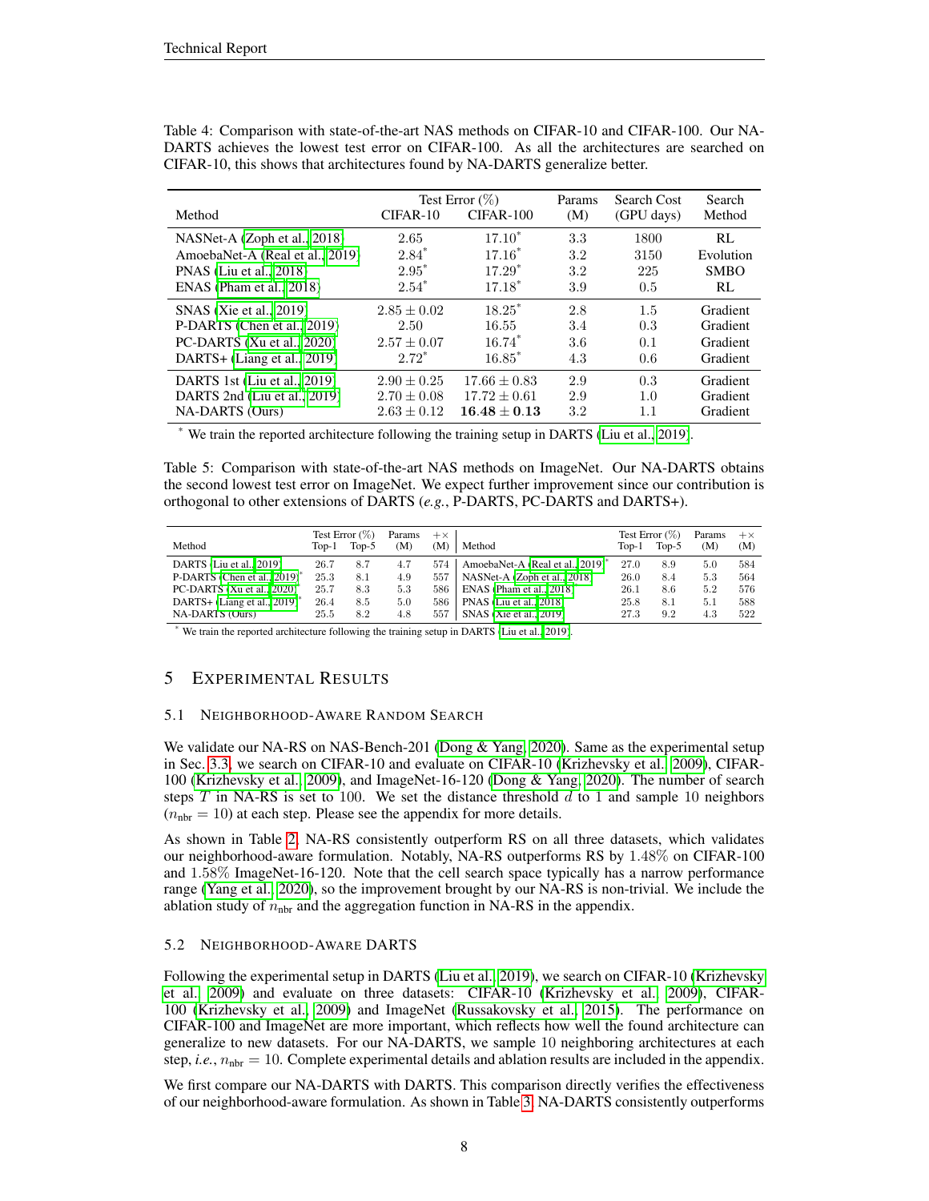Table 4: Comparison with state-of-the-art NAS methods on CIFAR-10 and CIFAR-100. Our NA-DARTS achieves the lowest test error on CIFAR-100. As all the architectures are searched on CIFAR-10, this shows that architectures found by NA-DARTS generalize better.

| Method | Test Error (%) | | Params | Search Cost | Search |
|---|---|---|---|---|---|
| | CIFAR-10 | CIFAR-100 | (M) | (GPU days) | Method |
| NASNet-A (Zoph et al., 2018) | 2.65 | 17.10* | 3.3 | 1800 | RL |
| AmoebaNet-A (Real et al., 2019) | 2.84* | 17.16* | 3.2 | 3150 | Evolution |
| PNAS (Liu et al., 2018) | 2.95* | 17.29* | 3.2 | 225 | SMBO |
| ENAS (Pham et al., 2018) | 2.54* | 17.18* | 3.9 | 0.5 | RL |
| SNAS (Xie et al., 2019) | $2.85 \pm 0.02$ | 18.25* | 2.8 | 1.5 | Gradient |
| P-DARTS (Chen et al., 2019) | 2.50 | 16.55 | 3.4 | 0.3 | Gradient |
| PC-DARTS (Xu et al., 2020) | $2.57 \pm 0.07$ | 16.74* | 3.6 | 0.1 | Gradient |
| DARTS+ (Liang et al., 2019) | 2.72* | 16.85* | 4.3 | 0.6 | Gradient |
| DARTS 1st (Liu et al., 2019) | $2.90 \pm 0.25$ | $17.66 \pm 0.83$ | 2.9 | 0.3 | Gradient |
| DARTS 2nd (Liu et al., 2019) | $2.70 \pm 0.08$ | $17.72 \pm 0.61$ | 2.9 | 1.0 | Gradient |
| NA-DARTS (Ours) | $2.63 \pm 0.12$ | $\mathbf{16.48 \pm 0.13}$ | 3.2 | 1.1 | Gradient |

\* We train the reported architecture following the training setup in DARTS (Liu et al., 2019).

Table 5: Comparison with state-of-the-art NAS methods on ImageNet. Our NA-DARTS obtains the second lowest test error on ImageNet. We expect further improvement since our contribution is orthogonal to other extensions of DARTS (*e.g.*, P-DARTS, PC-DARTS and DARTS+).

| Method | Test Error (%) Top-1 | Test Error (%) Top-5 | Params (M) | $+\times$ (M) | Method | Test Error (%) Top-1 | Test Error (%) Top-5 | Params (M) | $+\times$ (M) |
|---|---|---|---|---|---|---|---|---|---|
| DARTS (Liu et al., 2019) | 26.7 | 8.7 | 4.7 | 574 | AmoebaNet-A (Real et al., 2019)* | 27.0 | 8.9 | 5.0 | 584 |
| P-DARTS (Chen et al., 2019)* | 25.3 | 8.1 | 4.9 | 557 | NASNet-A (Zoph et al., 2018) | 26.0 | 8.4 | 5.3 | 564 |
| PC-DARTS (Xu et al., 2020) | 25.7 | 8.3 | 5.3 | 586 | ENAS (Pham et al., 2018)* | 26.1 | 8.6 | 5.2 | 576 |
| DARTS+ (Liang et al., 2019)* | 26.4 | 8.5 | 5.0 | 586 | PNAS (Liu et al., 2018) | 25.8 | 8.1 | 5.1 | 588 |
| NA-DARTS (Ours) | 25.5 | 8.2 | 4.8 | 557 | SNAS (Xie et al., 2019) | 27.3 | 9.2 | 4.3 | 522 |

\* We train the reported architecture following the training setup in DARTS (Liu et al., 2019).

# 5 Experimental Results

## 5.1 Neighborhood-Aware Random Search

We validate our NA-RS on NAS-Bench-201 (Dong & Yang, 2020). Same as the experimental setup in Sec. 3.3, we search on CIFAR-10 and evaluate on CIFAR-10 (Krizhevsky et al., 2009), CIFAR-100 (Krizhevsky et al., 2009), and ImageNet-16-120 (Dong & Yang, 2020). The number of search steps $T$ in NA-RS is set to 100. We set the distance threshold $d$ to 1 and sample 10 neighbors ($n_{\text{nbr}} = 10$) at each step. Please see the appendix for more details.

As shown in Table 2, NA-RS consistently outperform RS on all three datasets, which validates our neighborhood-aware formulation. Notably, NA-RS outperforms RS by 1.48% on CIFAR-100 and 1.58% ImageNet-16-120. Note that the cell search space typically has a narrow performance range (Yang et al., 2020), so the improvement brought by our NA-RS is non-trivial. We include the ablation study of $n_{\text{nbr}}$ and the aggregation function in NA-RS in the appendix.

## 5.2 Neighborhood-Aware DARTS

Following the experimental setup in DARTS (Liu et al., 2019), we search on CIFAR-10 (Krizhevsky et al., 2009) and evaluate on three datasets: CIFAR-10 (Krizhevsky et al., 2009), CIFAR-100 (Krizhevsky et al., 2009) and ImageNet (Russakovsky et al., 2015). The performance on CIFAR-100 and ImageNet are more important, which reflects how well the found architecture can generalize to new datasets. For our NA-DARTS, we sample 10 neighboring architectures at each step, *i.e.*, $n_{\text{nbr}} = 10$. Complete experimental details and ablation results are included in the appendix.

We first compare our NA-DARTS with DARTS. This comparison directly verifies the effectiveness of our neighborhood-aware formulation. As shown in Table 3, NA-DARTS consistently outperforms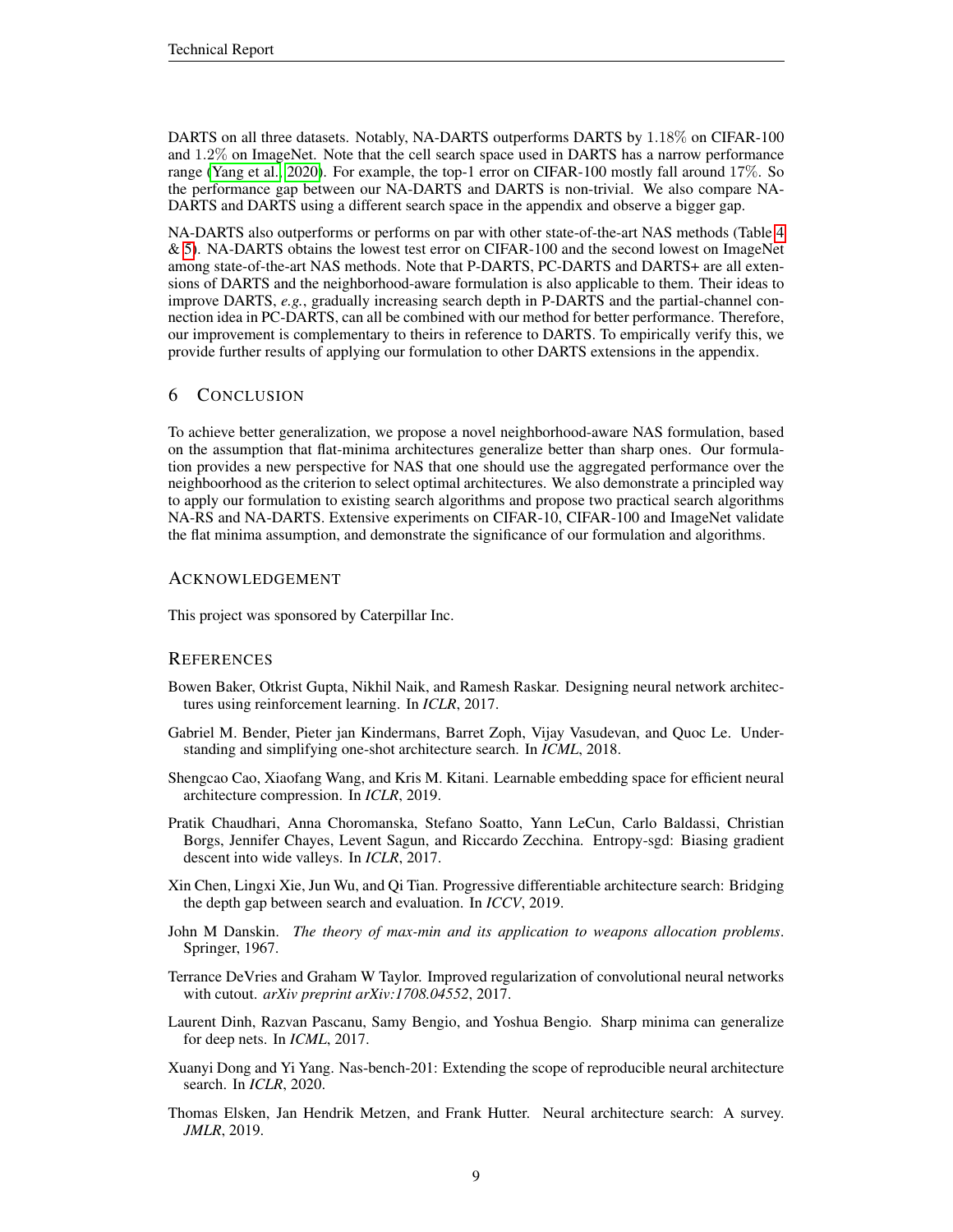DARTS on all three datasets. Notably, NA-DARTS outperforms DARTS by $1.18\%$ on CIFAR-100 and $1.2\%$ on ImageNet. Note that the cell search space used in DARTS has a narrow performance range (Yang et al., 2020). For example, the top-1 error on CIFAR-100 mostly fall around $17\%$. So the performance gap between our NA-DARTS and DARTS is non-trivial. We also compare NA-DARTS and DARTS using a different search space in the appendix and observe a bigger gap.

NA-DARTS also outperforms or performs on par with other state-of-the-art NAS methods (Table 4 & 5). NA-DARTS obtains the lowest test error on CIFAR-100 and the second lowest on ImageNet among state-of-the-art NAS methods. Note that P-DARTS, PC-DARTS and DARTS+ are all extensions of DARTS and the neighborhood-aware formulation is also applicable to them. Their ideas to improve DARTS, *e.g.*, gradually increasing search depth in P-DARTS and the partial-channel connection idea in PC-DARTS, can all be combined with our method for better performance. Therefore, our improvement is complementary to theirs in reference to DARTS. To empirically verify this, we provide further results of applying our formulation to other DARTS extensions in the appendix.

## 6 Conclusion

To achieve better generalization, we propose a novel neighborhood-aware NAS formulation, based on the assumption that flat-minima architectures generalize better than sharp ones. Our formulation provides a new perspective for NAS that one should use the aggregated performance over the neighboorhood as the criterion to select optimal architectures. We also demonstrate a principled way to apply our formulation to existing search algorithms and propose two practical search algorithms NA-RS and NA-DARTS. Extensive experiments on CIFAR-10, CIFAR-100 and ImageNet validate the flat minima assumption, and demonstrate the significance of our formulation and algorithms.

### Acknowledgement

This project was sponsored by Caterpillar Inc.

## References

Bowen Baker, Otkrist Gupta, Nikhil Naik, and Ramesh Raskar. Designing neural network architectures using reinforcement learning. In *ICLR*, 2017.

Gabriel M. Bender, Pieter jan Kindermans, Barret Zoph, Vijay Vasudevan, and Quoc Le. Understanding and simplifying one-shot architecture search. In *ICML*, 2018.

Shengcao Cao, Xiaofang Wang, and Kris M. Kitani. Learnable embedding space for efficient neural architecture compression. In *ICLR*, 2019.

Pratik Chaudhari, Anna Choromanska, Stefano Soatto, Yann LeCun, Carlo Baldassi, Christian Borgs, Jennifer Chayes, Levent Sagun, and Riccardo Zecchina. Entropy-sgd: Biasing gradient descent into wide valleys. In *ICLR*, 2017.

Xin Chen, Lingxi Xie, Jun Wu, and Qi Tian. Progressive differentiable architecture search: Bridging the depth gap between search and evaluation. In *ICCV*, 2019.

John M Danskin. *The theory of max-min and its application to weapons allocation problems*. Springer, 1967.

Terrance DeVries and Graham W Taylor. Improved regularization of convolutional neural networks with cutout. *arXiv preprint arXiv:1708.04552*, 2017.

Laurent Dinh, Razvan Pascanu, Samy Bengio, and Yoshua Bengio. Sharp minima can generalize for deep nets. In *ICML*, 2017.

Xuanyi Dong and Yi Yang. Nas-bench-201: Extending the scope of reproducible neural architecture search. In *ICLR*, 2020.

Thomas Elsken, Jan Hendrik Metzen, and Frank Hutter. Neural architecture search: A survey. *JMLR*, 2019.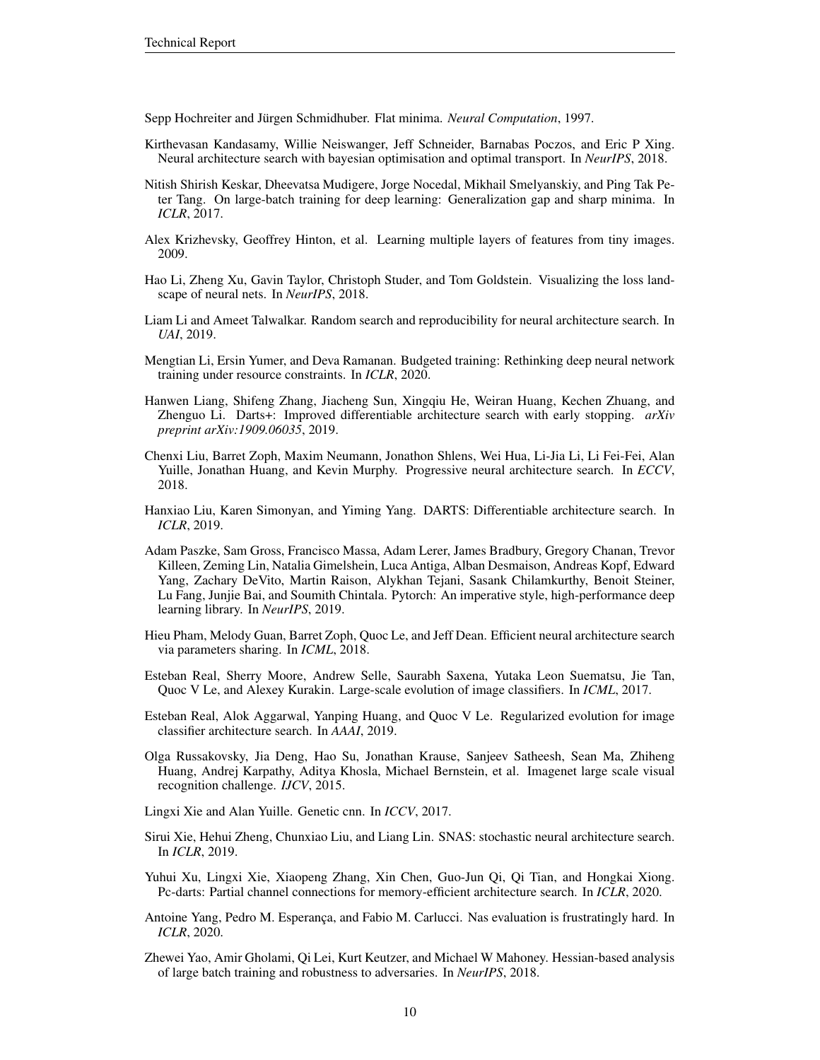Sepp Hochreiter and Jürgen Schmidhuber. Flat minima. *Neural Computation*, 1997.

Kirthevasan Kandasamy, Willie Neiswanger, Jeff Schneider, Barnabas Poczos, and Eric P Xing. Neural architecture search with bayesian optimisation and optimal transport. In *NeurIPS*, 2018.

Nitish Shirish Keskar, Dheevatsa Mudigere, Jorge Nocedal, Mikhail Smelyanskiy, and Ping Tak Peter Tang. On large-batch training for deep learning: Generalization gap and sharp minima. In *ICLR*, 2017.

Alex Krizhevsky, Geoffrey Hinton, et al. Learning multiple layers of features from tiny images. 2009.

Hao Li, Zheng Xu, Gavin Taylor, Christoph Studer, and Tom Goldstein. Visualizing the loss landscape of neural nets. In *NeurIPS*, 2018.

Liam Li and Ameet Talwalkar. Random search and reproducibility for neural architecture search. In *UAI*, 2019.

Mengtian Li, Ersin Yumer, and Deva Ramanan. Budgeted training: Rethinking deep neural network training under resource constraints. In *ICLR*, 2020.

Hanwen Liang, Shifeng Zhang, Jiacheng Sun, Xingqiu He, Weiran Huang, Kechen Zhuang, and Zhenguo Li. Darts+: Improved differentiable architecture search with early stopping. *arXiv preprint arXiv:1909.06035*, 2019.

Chenxi Liu, Barret Zoph, Maxim Neumann, Jonathon Shlens, Wei Hua, Li-Jia Li, Li Fei-Fei, Alan Yuille, Jonathan Huang, and Kevin Murphy. Progressive neural architecture search. In *ECCV*, 2018.

Hanxiao Liu, Karen Simonyan, and Yiming Yang. DARTS: Differentiable architecture search. In *ICLR*, 2019.

Adam Paszke, Sam Gross, Francisco Massa, Adam Lerer, James Bradbury, Gregory Chanan, Trevor Killeen, Zeming Lin, Natalia Gimelshein, Luca Antiga, Alban Desmaison, Andreas Kopf, Edward Yang, Zachary DeVito, Martin Raison, Alykhan Tejani, Sasank Chilamkurthy, Benoit Steiner, Lu Fang, Junjie Bai, and Soumith Chintala. Pytorch: An imperative style, high-performance deep learning library. In *NeurIPS*, 2019.

Hieu Pham, Melody Guan, Barret Zoph, Quoc Le, and Jeff Dean. Efficient neural architecture search via parameters sharing. In *ICML*, 2018.

Esteban Real, Sherry Moore, Andrew Selle, Saurabh Saxena, Yutaka Leon Suematsu, Jie Tan, Quoc V Le, and Alexey Kurakin. Large-scale evolution of image classifiers. In *ICML*, 2017.

Esteban Real, Alok Aggarwal, Yanping Huang, and Quoc V Le. Regularized evolution for image classifier architecture search. In *AAAI*, 2019.

Olga Russakovsky, Jia Deng, Hao Su, Jonathan Krause, Sanjeev Satheesh, Sean Ma, Zhiheng Huang, Andrej Karpathy, Aditya Khosla, Michael Bernstein, et al. Imagenet large scale visual recognition challenge. *IJCV*, 2015.

Lingxi Xie and Alan Yuille. Genetic cnn. In *ICCV*, 2017.

Sirui Xie, Hehui Zheng, Chunxiao Liu, and Liang Lin. SNAS: stochastic neural architecture search. In *ICLR*, 2019.

Yuhui Xu, Lingxi Xie, Xiaopeng Zhang, Xin Chen, Guo-Jun Qi, Qi Tian, and Hongkai Xiong. Pc-darts: Partial channel connections for memory-efficient architecture search. In *ICLR*, 2020.

Antoine Yang, Pedro M. Esperança, and Fabio M. Carlucci. Nas evaluation is frustratingly hard. In *ICLR*, 2020.

Zhewei Yao, Amir Gholami, Qi Lei, Kurt Keutzer, and Michael W Mahoney. Hessian-based analysis of large batch training and robustness to adversaries. In *NeurIPS*, 2018.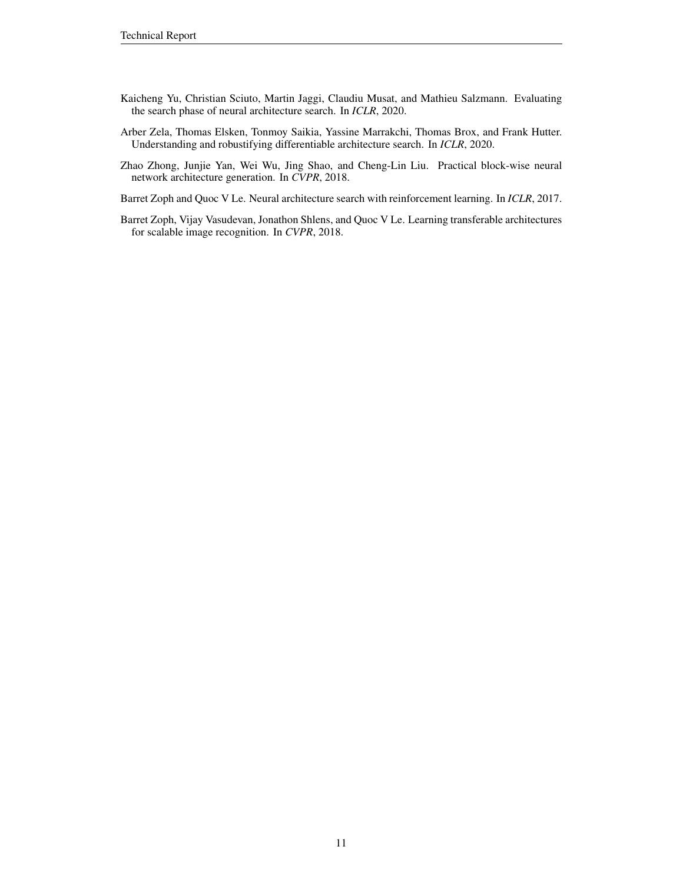Kaicheng Yu, Christian Sciuto, Martin Jaggi, Claudiu Musat, and Mathieu Salzmann. Evaluating the search phase of neural architecture search. In *ICLR*, 2020.

Arber Zela, Thomas Elsken, Tonmoy Saikia, Yassine Marrakchi, Thomas Brox, and Frank Hutter. Understanding and robustifying differentiable architecture search. In *ICLR*, 2020.

Zhao Zhong, Junjie Yan, Wei Wu, Jing Shao, and Cheng-Lin Liu. Practical block-wise neural network architecture generation. In *CVPR*, 2018.

Barret Zoph and Quoc V Le. Neural architecture search with reinforcement learning. In *ICLR*, 2017.

Barret Zoph, Vijay Vasudevan, Jonathon Shlens, and Quoc V Le. Learning transferable architectures for scalable image recognition. In *CVPR*, 2018.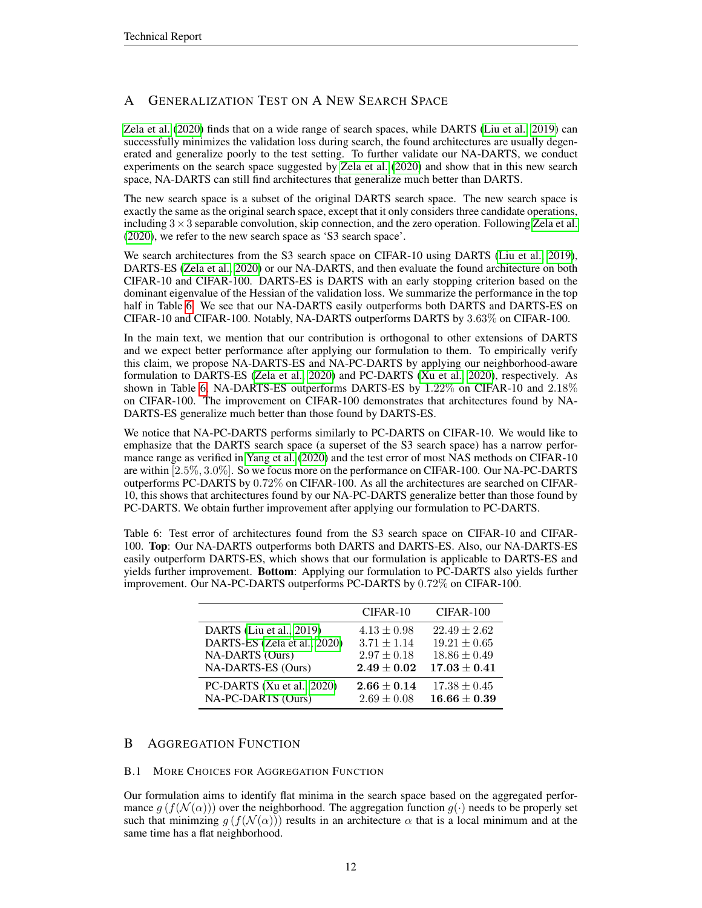## A Generalization Test on A New Search Space

Zela et al. (2020) finds that on a wide range of search spaces, while DARTS (Liu et al., 2019) can successfully minimizes the validation loss during search, the found architectures are usually degenerated and generalize poorly to the test setting. To further validate our NA-DARTS, we conduct experiments on the search space suggested by Zela et al. (2020) and show that in this new search space, NA-DARTS can still find architectures that generalize much better than DARTS.

The new search space is a subset of the original DARTS search space. The new search space is exactly the same as the original search space, except that it only considers three candidate operations, including $3 \times 3$ separable convolution, skip connection, and the zero operation. Following Zela et al. (2020), we refer to the new search space as 'S3 search space'.

We search architectures from the S3 search space on CIFAR-10 using DARTS (Liu et al., 2019), DARTS-ES (Zela et al., 2020) or our NA-DARTS, and then evaluate the found architecture on both CIFAR-10 and CIFAR-100. DARTS-ES is DARTS with an early stopping criterion based on the dominant eigenvalue of the Hessian of the validation loss. We summarize the performance in the top half in Table 6. We see that our NA-DARTS easily outperforms both DARTS and DARTS-ES on CIFAR-10 and CIFAR-100. Notably, NA-DARTS outperforms DARTS by $3.63\%$ on CIFAR-100.

In the main text, we mention that our contribution is orthogonal to other extensions of DARTS and we expect better performance after applying our formulation to them. To empirically verify this claim, we propose NA-DARTS-ES and NA-PC-DARTS by applying our neighborhood-aware formulation to DARTS-ES (Zela et al., 2020) and PC-DARTS (Xu et al., 2020), respectively. As shown in Table 6, NA-DARTS-ES outperforms DARTS-ES by $1.22\%$ on CIFAR-10 and $2.18\%$ on CIFAR-100. The improvement on CIFAR-100 demonstrates that architectures found by NA-DARTS-ES generalize much better than those found by DARTS-ES.

We notice that NA-PC-DARTS performs similarly to PC-DARTS on CIFAR-10. We would like to emphasize that the DARTS search space (a superset of the S3 search space) has a narrow performance range as verified in Yang et al. (2020) and the test error of most NAS methods on CIFAR-10 are within $[2.5\%, 3.0\%]$. So we focus more on the performance on CIFAR-100. Our NA-PC-DARTS outperforms PC-DARTS by $0.72\%$ on CIFAR-100. As all the architectures are searched on CIFAR-10, this shows that architectures found by our NA-PC-DARTS generalize better than those found by PC-DARTS. We obtain further improvement after applying our formulation to PC-DARTS.

Table 6: Test error of architectures found from the S3 search space on CIFAR-10 and CIFAR-100. **Top**: Our NA-DARTS outperforms both DARTS and DARTS-ES. Also, our NA-DARTS-ES easily outperform DARTS-ES, which shows that our formulation is applicable to DARTS-ES and yields further improvement. **Bottom**: Applying our formulation to PC-DARTS also yields further improvement. Our NA-PC-DARTS outperforms PC-DARTS by $0.72\%$ on CIFAR-100.

| | CIFAR-10 | CIFAR-100 |
|---|---|---|
| DARTS (Liu et al., 2019) | $4.13 \pm 0.98$ | $22.49 \pm 2.62$ |
| DARTS-ES (Zela et al., 2020) | $3.71 \pm 1.14$ | $19.21 \pm 0.65$ |
| NA-DARTS (Ours) | $2.97 \pm 0.18$ | $18.86 \pm 0.49$ |
| NA-DARTS-ES (Ours) | $\mathbf{2.49 \pm 0.02}$ | $\mathbf{17.03 \pm 0.41}$ |
| PC-DARTS (Xu et al., 2020) | $\mathbf{2.66 \pm 0.14}$ | $17.38 \pm 0.45$ |
| NA-PC-DARTS (Ours) | $2.69 \pm 0.08$ | $\mathbf{16.66 \pm 0.39}$ |

## B Aggregation Function

### B.1 More Choices for Aggregation Function

Our formulation aims to identify flat minima in the search space based on the aggregated performance $g\left(f(\mathcal{N}(\alpha))\right)$ over the neighborhood. The aggregation function $g(\cdot)$ needs to be properly set such that minimzing $g\left(f(\mathcal{N}(\alpha))\right)$ results in an architecture $\alpha$ that is a local minimum and at the same time has a flat neighborhood.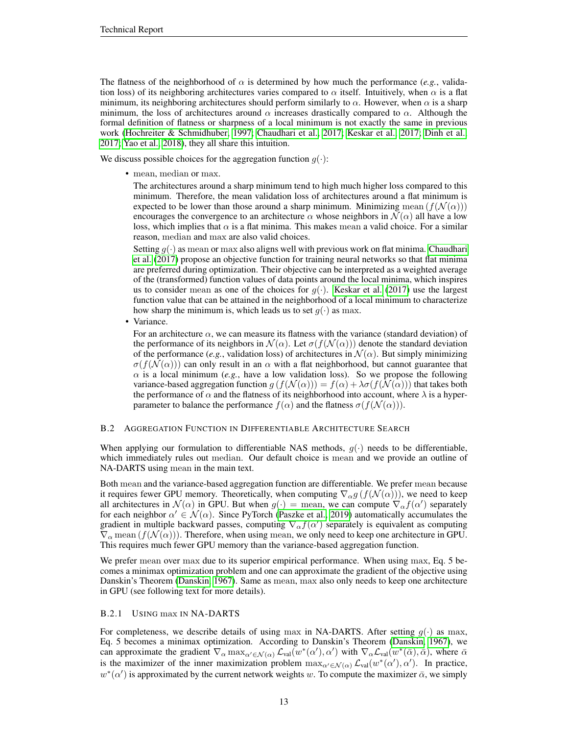The flatness of the neighborhood of $\alpha$ is determined by how much the performance (*e.g.*, validation loss) of its neighboring architectures varies compared to $\alpha$ itself. Intuitively, when $\alpha$ is a flat minimum, its neighboring architectures should perform similarly to $\alpha$. However, when $\alpha$ is a sharp minimum, the loss of architectures around $\alpha$ increases drastically compared to $\alpha$. Although the formal definition of flatness or sharpness of a local minimum is not exactly the same in previous work (Hochreiter & Schmidhuber, 1997; Chaudhari et al., 2017; Keskar et al., 2017; Dinh et al., 2017; Yao et al., 2018), they all share this intuition.

We discuss possible choices for the aggregation function $g(\cdot)$:

- $\mathrm{mean}$, $\mathrm{median}$ or $\max$.

  The architectures around a sharp minimum tend to high much higher loss compared to this minimum. Therefore, the mean validation loss of architectures around a flat minimum is expected to be lower than those around a sharp minimum. Minimizing $\mathrm{mean}\left(f(\mathcal{N}(\alpha))\right)$ encourages the convergence to an architecture $\alpha$ whose neighbors in $\mathcal{N}(\alpha)$ all have a low loss, which implies that $\alpha$ is a flat minima. This makes $\mathrm{mean}$ a valid choice. For a similar reason, $\mathrm{median}$ and $\max$ are also valid choices.

  Setting $g(\cdot)$ as $\mathrm{mean}$ or $\max$ also aligns well with previous work on flat minima. Chaudhari et al. (2017) propose an objective function for training neural networks so that flat minima are preferred during optimization. Their objective can be interpreted as a weighted average of the (transformed) function values of data points around the local minima, which inspires us to consider $\mathrm{mean}$ as one of the choices for $g(\cdot)$. Keskar et al. (2017) use the largest function value that can be attained in the neighborhood of a local minimum to characterize how sharp the minimum is, which leads us to set $g(\cdot)$ as $\max$.

- Variance.

  For an architecture $\alpha$, we can measure its flatness with the variance (standard deviation) of the performance of its neighbors in $\mathcal{N}(\alpha)$. Let $\sigma(f(\mathcal{N}(\alpha)))$ denote the standard deviation of the performance (*e.g.*, validation loss) of architectures in $\mathcal{N}(\alpha)$. But simply minimizing $\sigma(f(\mathcal{N}(\alpha)))$ can only result in an $\alpha$ with a flat neighborhood, but cannot guarantee that $\alpha$ is a local minimum (*e.g.*, have a low validation loss). So we propose the following variance-based aggregation function $g\left(f(\mathcal{N}(\alpha))\right) = f(\alpha) + \lambda\sigma(f(\mathcal{N}(\alpha)))$ that takes both the performance of $\alpha$ and the flatness of its neighborhood into account, where $\lambda$ is a hyper-parameter to balance the performance $f(\alpha)$ and the flatness $\sigma(f(\mathcal{N}(\alpha)))$.

### B.2 Aggregation Function in Differentiable Architecture Search

When applying our formulation to differentiable NAS methods, $g(\cdot)$ needs to be differentiable, which immediately rules out $\mathrm{median}$. Our default choice is $\mathrm{mean}$ and we provide an outline of NA-DARTS using $\mathrm{mean}$ in the main text.

Both $\mathrm{mean}$ and the variance-based aggregation function are differentiable. We prefer $\mathrm{mean}$ because it requires fewer GPU memory. Theoretically, when computing $\nabla_\alpha g\left(f(\mathcal{N}(\alpha))\right)$, we need to keep all architectures in $\mathcal{N}(\alpha)$ in GPU. But when $g(\cdot) = \mathrm{mean}$, we can compute $\nabla_\alpha f(\alpha')$ separately for each neighbor $\alpha' \in \mathcal{N}(\alpha)$. Since PyTorch (Paszke et al., 2019) automatically accumulates the gradient in multiple backward passes, computing $\nabla_\alpha f(\alpha')$ separately is equivalent as computing $\nabla_\alpha \mathrm{mean}\left(f(\mathcal{N}(\alpha))\right)$. Therefore, when using $\mathrm{mean}$, we only need to keep one architecture in GPU. This requires much fewer GPU memory than the variance-based aggregation function.

We prefer $\mathrm{mean}$ over $\max$ due to its superior empirical performance. When using $\max$, Eq. 5 becomes a minimax optimization problem and one can approximate the gradient of the objective using Danskin's Theorem (Danskin, 1967). Same as $\mathrm{mean}$, $\max$ also only needs to keep one architecture in GPU (see following text for more details).

#### B.2.1 Using max in NA-DARTS

For completeness, we describe details of using $\max$ in NA-DARTS. After setting $g(\cdot)$ as $\max$, Eq. 5 becomes a minimax optimization. According to Danskin's Theorem (Danskin, 1967), we can approximate the gradient $\nabla_\alpha \max_{\alpha' \in \mathcal{N}(\alpha)} \mathcal{L}_{\text{val}}(w^*(\alpha'), \alpha')$ with $\nabla_\alpha \mathcal{L}_{\text{val}}(w^*(\bar{\alpha}), \bar{\alpha})$, where $\bar{\alpha}$ is the maximizer of the inner maximization problem $\max_{\alpha' \in \mathcal{N}(\alpha)} \mathcal{L}_{\text{val}}(w^*(\alpha'), \alpha')$. In practice, $w^*(\alpha')$ is approximated by the current network weights $w$. To compute the maximizer $\bar{\alpha}$, we simply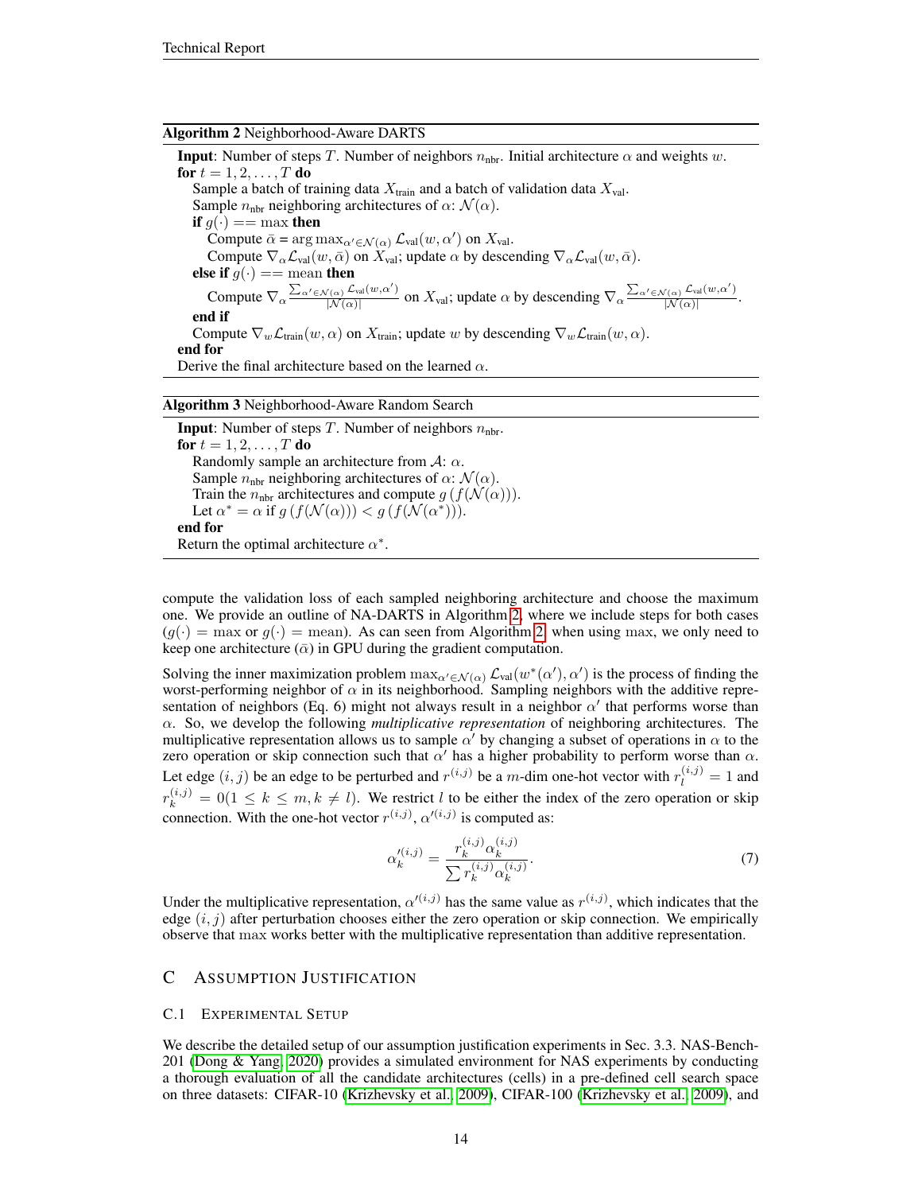**Algorithm 2** Neighborhood-Aware DARTS

**Input**: Number of steps $T$. Number of neighbors $n_{\text{nbr}}$. Initial architecture $\alpha$ and weights $w$.
**for** $t = 1, 2, \ldots, T$ **do**
  Sample a batch of training data $X_{\text{train}}$ and a batch of validation data $X_{\text{val}}$.
  Sample $n_{\text{nbr}}$ neighboring architectures of $\alpha$: $\mathcal{N}(\alpha)$.
  **if** $g(\cdot) == \max$ **then**
    Compute $\bar{\alpha} = \arg\max_{\alpha' \in \mathcal{N}(\alpha)} \mathcal{L}_{\text{val}}(w, \alpha')$ on $X_{\text{val}}$.
    Compute $\nabla_\alpha \mathcal{L}_{\text{val}}(w, \bar{\alpha})$ on $X_{\text{val}}$; update $\alpha$ by descending $\nabla_\alpha \mathcal{L}_{\text{val}}(w, \bar{\alpha})$.
  **else if** $g(\cdot) == \text{mean}$ **then**
    Compute $\nabla_\alpha \frac{\sum_{\alpha' \in \mathcal{N}(\alpha)} \mathcal{L}_{\text{val}}(w,\alpha')}{|\mathcal{N}(\alpha)|}$ on $X_{\text{val}}$; update $\alpha$ by descending $\nabla_\alpha \frac{\sum_{\alpha' \in \mathcal{N}(\alpha)} \mathcal{L}_{\text{val}}(w,\alpha')}{|\mathcal{N}(\alpha)|}$.
  **end if**
  Compute $\nabla_w \mathcal{L}_{\text{train}}(w, \alpha)$ on $X_{\text{train}}$; update $w$ by descending $\nabla_w \mathcal{L}_{\text{train}}(w, \alpha)$.
**end for**
Derive the final architecture based on the learned $\alpha$.

**Algorithm 3** Neighborhood-Aware Random Search

**Input**: Number of steps $T$. Number of neighbors $n_{\text{nbr}}$.
**for** $t = 1, 2, \ldots, T$ **do**
  Randomly sample an architecture from $\mathcal{A}$: $\alpha$.
  Sample $n_{\text{nbr}}$ neighboring architectures of $\alpha$: $\mathcal{N}(\alpha)$.
  Train the $n_{\text{nbr}}$ architectures and compute $g\left(f(\mathcal{N}(\alpha))\right)$.
  Let $\alpha^* = \alpha$ if $g\left(f(\mathcal{N}(\alpha))\right) < g\left(f(\mathcal{N}(\alpha^*))\right)$.
**end for**
Return the optimal architecture $\alpha^*$.

compute the validation loss of each sampled neighboring architecture and choose the maximum one. We provide an outline of NA-DARTS in Algorithm 2, where we include steps for both cases ($g(\cdot) = \max$ or $g(\cdot) = \text{mean}$). As can seen from Algorithm 2, when using $\max$, we only need to keep one architecture ($\bar{\alpha}$) in GPU during the gradient computation.

Solving the inner maximization problem $\max_{\alpha' \in \mathcal{N}(\alpha)} \mathcal{L}_{\text{val}}(w^*(\alpha'), \alpha')$ is the process of finding the worst-performing neighbor of $\alpha$ in its neighborhood. Sampling neighbors with the additive representation of neighbors (Eq. 6) might not always result in a neighbor $\alpha'$ that performs worse than $\alpha$. So, we develop the following *multiplicative representation* of neighboring architectures. The multiplicative representation allows us to sample $\alpha'$ by changing a subset of operations in $\alpha$ to the zero operation or skip connection such that $\alpha'$ has a higher probability to perform worse than $\alpha$. Let edge $(i, j)$ be an edge to be perturbed and $r^{(i,j)}$ be a $m$-dim one-hot vector with $r_l^{(i,j)} = 1$ and $r_k^{(i,j)} = 0 (1 \leq k \leq m, k \neq l)$. We restrict $l$ to be either the index of the zero operation or skip connection. With the one-hot vector $r^{(i,j)}$, $\alpha'^{(i,j)}$ is computed as:

$$\alpha_k'^{(i,j)} = \frac{r_k^{(i,j)} \alpha_k^{(i,j)}}{\sum r_k^{(i,j)} \alpha_k^{(i,j)}}. \tag{7}$$

Under the multiplicative representation, $\alpha'^{(i,j)}$ has the same value as $r^{(i,j)}$, which indicates that the edge $(i, j)$ after perturbation chooses either the zero operation or skip connection. We empirically observe that $\max$ works better with the multiplicative representation than additive representation.

## C Assumption Justification

### C.1 Experimental Setup

We describe the detailed setup of our assumption justification experiments in Sec. 3.3. NAS-Bench-201 (Dong & Yang, 2020) provides a simulated environment for NAS experiments by conducting a thorough evaluation of all the candidate architectures (cells) in a pre-defined cell search space on three datasets: CIFAR-10 (Krizhevsky et al., 2009), CIFAR-100 (Krizhevsky et al., 2009), and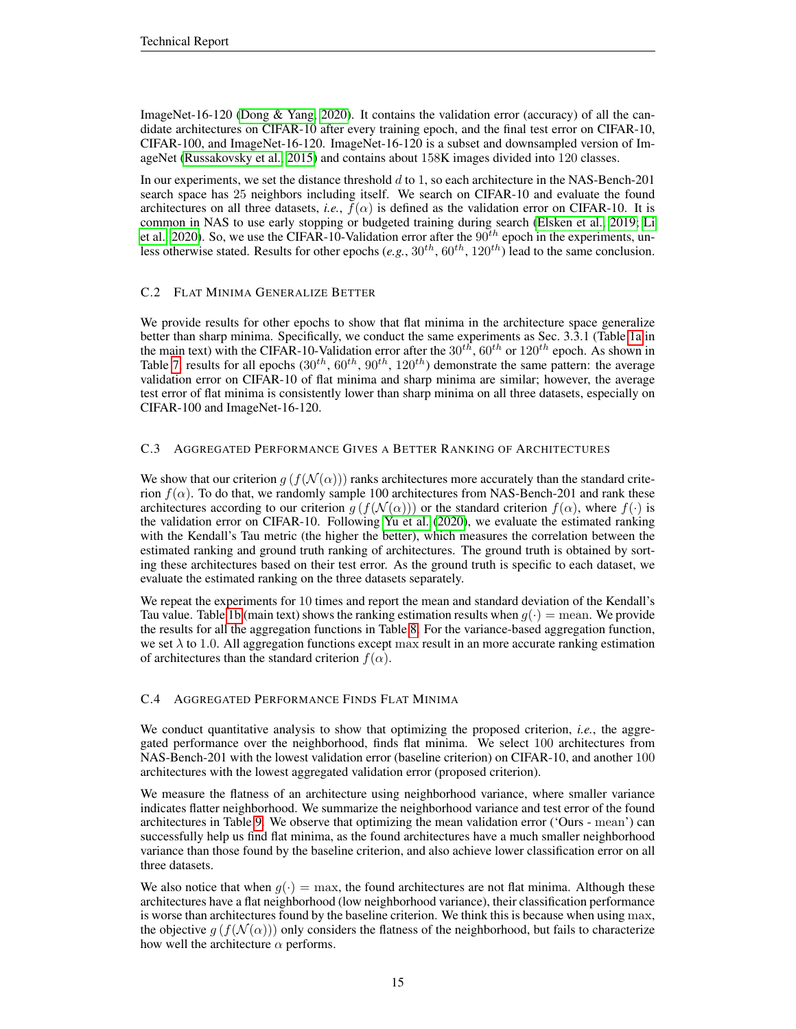ImageNet-16-120 (Dong & Yang, 2020). It contains the validation error (accuracy) of all the candidate architectures on CIFAR-10 after every training epoch, and the final test error on CIFAR-10, CIFAR-100, and ImageNet-16-120. ImageNet-16-120 is a subset and downsampled version of ImageNet (Russakovsky et al., 2015) and contains about 158K images divided into 120 classes.

In our experiments, we set the distance threshold $d$ to 1, so each architecture in the NAS-Bench-201 search space has 25 neighbors including itself. We search on CIFAR-10 and evaluate the found architectures on all three datasets, *i.e.*, $f(\alpha)$ is defined as the validation error on CIFAR-10. It is common in NAS to use early stopping or budgeted training during search (Elsken et al., 2019; Li et al., 2020). So, we use the CIFAR-10-Validation error after the $90^{th}$ epoch in the experiments, unless otherwise stated. Results for other epochs (*e.g.*, $30^{th}$, $60^{th}$, $120^{th}$) lead to the same conclusion.

### C.2 Flat Minima Generalize Better

We provide results for other epochs to show that flat minima in the architecture space generalize better than sharp minima. Specifically, we conduct the same experiments as Sec. 3.3.1 (Table 1a in the main text) with the CIFAR-10-Validation error after the $30^{th}$, $60^{th}$ or $120^{th}$ epoch. As shown in Table 7, results for all epochs ($30^{th}$, $60^{th}$, $90^{th}$, $120^{th}$) demonstrate the same pattern: the average validation error on CIFAR-10 of flat minima and sharp minima are similar; however, the average test error of flat minima is consistently lower than sharp minima on all three datasets, especially on CIFAR-100 and ImageNet-16-120.

### C.3 Aggregated Performance Gives a Better Ranking of Architectures

We show that our criterion $g\left(f(\mathcal{N}(\alpha))\right)$ ranks architectures more accurately than the standard criterion $f(\alpha)$. To do that, we randomly sample 100 architectures from NAS-Bench-201 and rank these architectures according to our criterion $g\left(f(\mathcal{N}(\alpha))\right)$ or the standard criterion $f(\alpha)$, where $f(\cdot)$ is the validation error on CIFAR-10. Following Yu et al. (2020), we evaluate the estimated ranking with the Kendall's Tau metric (the higher the better), which measures the correlation between the estimated ranking and ground truth ranking of architectures. The ground truth is obtained by sorting these architectures based on their test error. As the ground truth is specific to each dataset, we evaluate the estimated ranking on the three datasets separately.

We repeat the experiments for 10 times and report the mean and standard deviation of the Kendall's Tau value. Table 1b (main text) shows the ranking estimation results when $g(\cdot) = \mathrm{mean}$. We provide the results for all the aggregation functions in Table 8. For the variance-based aggregation function, we set $\lambda$ to 1.0. All aggregation functions except $\max$ result in an more accurate ranking estimation of architectures than the standard criterion $f(\alpha)$.

### C.4 Aggregated Performance Finds Flat Minima

We conduct quantitative analysis to show that optimizing the proposed criterion, *i.e.*, the aggregated performance over the neighborhood, finds flat minima. We select 100 architectures from NAS-Bench-201 with the lowest validation error (baseline criterion) on CIFAR-10, and another 100 architectures with the lowest aggregated validation error (proposed criterion).

We measure the flatness of an architecture using neighborhood variance, where smaller variance indicates flatter neighborhood. We summarize the neighborhood variance and test error of the found architectures in Table 9. We observe that optimizing the mean validation error ('Ours - $\mathrm{mean}$') can successfully help us find flat minima, as the found architectures have a much smaller neighborhood variance than those found by the baseline criterion, and also achieve lower classification error on all three datasets.

We also notice that when $g(\cdot) = \max$, the found architectures are not flat minima. Although these architectures have a flat neighborhood (low neighborhood variance), their classification performance is worse than architectures found by the baseline criterion. We think this is because when using $\max$, the objective $g\left(f(\mathcal{N}(\alpha))\right)$ only considers the flatness of the neighborhood, but fails to characterize how well the architecture $\alpha$ performs.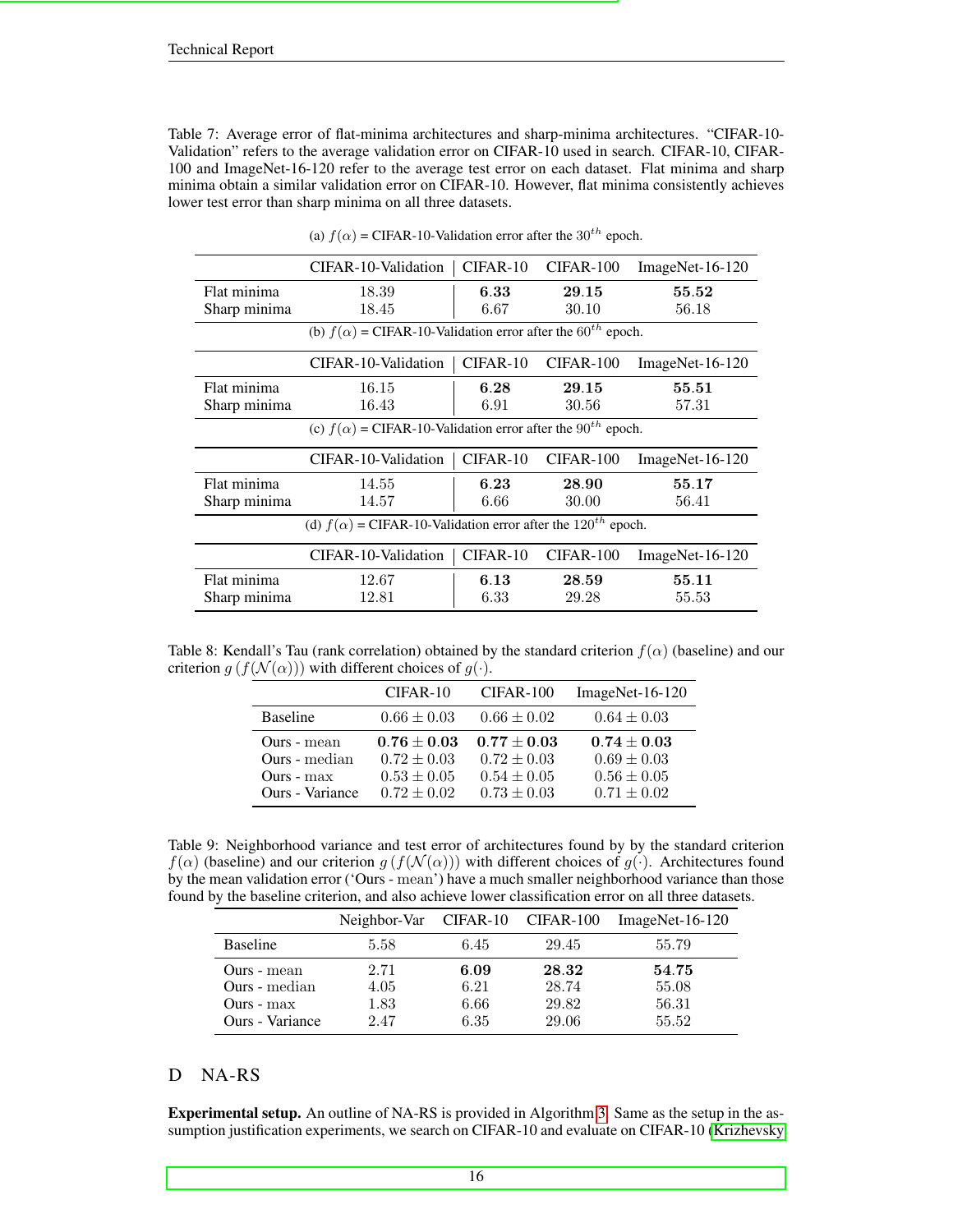Table 7: Average error of flat-minima architectures and sharp-minima architectures. "CIFAR-10-Validation" refers to the average validation error on CIFAR-10 used in search. CIFAR-10, CIFAR-100 and ImageNet-16-120 refer to the average test error on each dataset. Flat minima and sharp minima obtain a similar validation error on CIFAR-10. However, flat minima consistently achieves lower test error than sharp minima on all three datasets.

(a) $f(\alpha)$ = CIFAR-10-Validation error after the $30^{th}$ epoch.

| | CIFAR-10-Validation | CIFAR-10 | CIFAR-100 | ImageNet-16-120 |
|---|---|---|---|---|
| Flat minima | 18.39 | **6.33** | **29.15** | **55.52** |
| Sharp minima | 18.45 | 6.67 | 30.10 | 56.18 |

(b) $f(\alpha)$ = CIFAR-10-Validation error after the $60^{th}$ epoch.

| | CIFAR-10-Validation | CIFAR-10 | CIFAR-100 | ImageNet-16-120 |
|---|---|---|---|---|
| Flat minima | 16.15 | **6.28** | **29.15** | **55.51** |
| Sharp minima | 16.43 | 6.91 | 30.56 | 57.31 |

(c) $f(\alpha)$ = CIFAR-10-Validation error after the $90^{th}$ epoch.

| | CIFAR-10-Validation | CIFAR-10 | CIFAR-100 | ImageNet-16-120 |
|---|---|---|---|---|
| Flat minima | 14.55 | **6.23** | **28.90** | **55.17** |
| Sharp minima | 14.57 | 6.66 | 30.00 | 56.41 |

(d) $f(\alpha)$ = CIFAR-10-Validation error after the $120^{th}$ epoch.

| | CIFAR-10-Validation | CIFAR-10 | CIFAR-100 | ImageNet-16-120 |
|---|---|---|---|---|
| Flat minima | 12.67 | **6.13** | **28.59** | **55.11** |
| Sharp minima | 12.81 | 6.33 | 29.28 | 55.53 |

Table 8: Kendall's Tau (rank correlation) obtained by the standard criterion $f(\alpha)$ (baseline) and our criterion $g(f(\mathcal{N}(\alpha)))$ with different choices of $g(\cdot)$.

| | CIFAR-10 | CIFAR-100 | ImageNet-16-120 |
|---|---|---|---|
| Baseline | $0.66 \pm 0.03$ | $0.66 \pm 0.02$ | $0.64 \pm 0.03$ |
| Ours - mean | $\mathbf{0.76 \pm 0.03}$ | $\mathbf{0.77 \pm 0.03}$ | $\mathbf{0.74 \pm 0.03}$ |
| Ours - median | $0.72 \pm 0.03$ | $0.72 \pm 0.03$ | $0.69 \pm 0.03$ |
| Ours - max | $0.53 \pm 0.05$ | $0.54 \pm 0.05$ | $0.56 \pm 0.05$ |
| Ours - Variance | $0.72 \pm 0.02$ | $0.73 \pm 0.03$ | $0.71 \pm 0.02$ |

Table 9: Neighborhood variance and test error of architectures found by by the standard criterion $f(\alpha)$ (baseline) and our criterion $g(f(\mathcal{N}(\alpha)))$ with different choices of $g(\cdot)$. Architectures found by the mean validation error ('Ours - mean') have a much smaller neighborhood variance than those found by the baseline criterion, and also achieve lower classification error on all three datasets.

| | Neighbor-Var | CIFAR-10 | CIFAR-100 | ImageNet-16-120 |
|---|---|---|---|---|
| Baseline | 5.58 | 6.45 | 29.45 | 55.79 |
| Ours - mean | 2.71 | **6.09** | **28.32** | **54.75** |
| Ours - median | 4.05 | 6.21 | 28.74 | 55.08 |
| Ours - max | 1.83 | 6.66 | 29.82 | 56.31 |
| Ours - Variance | 2.47 | 6.35 | 29.06 | 55.52 |

## D NA-RS

**Experimental setup.** An outline of NA-RS is provided in Algorithm 3. Same as the setup in the assumption justification experiments, we search on CIFAR-10 and evaluate on CIFAR-10 (Krizhevsky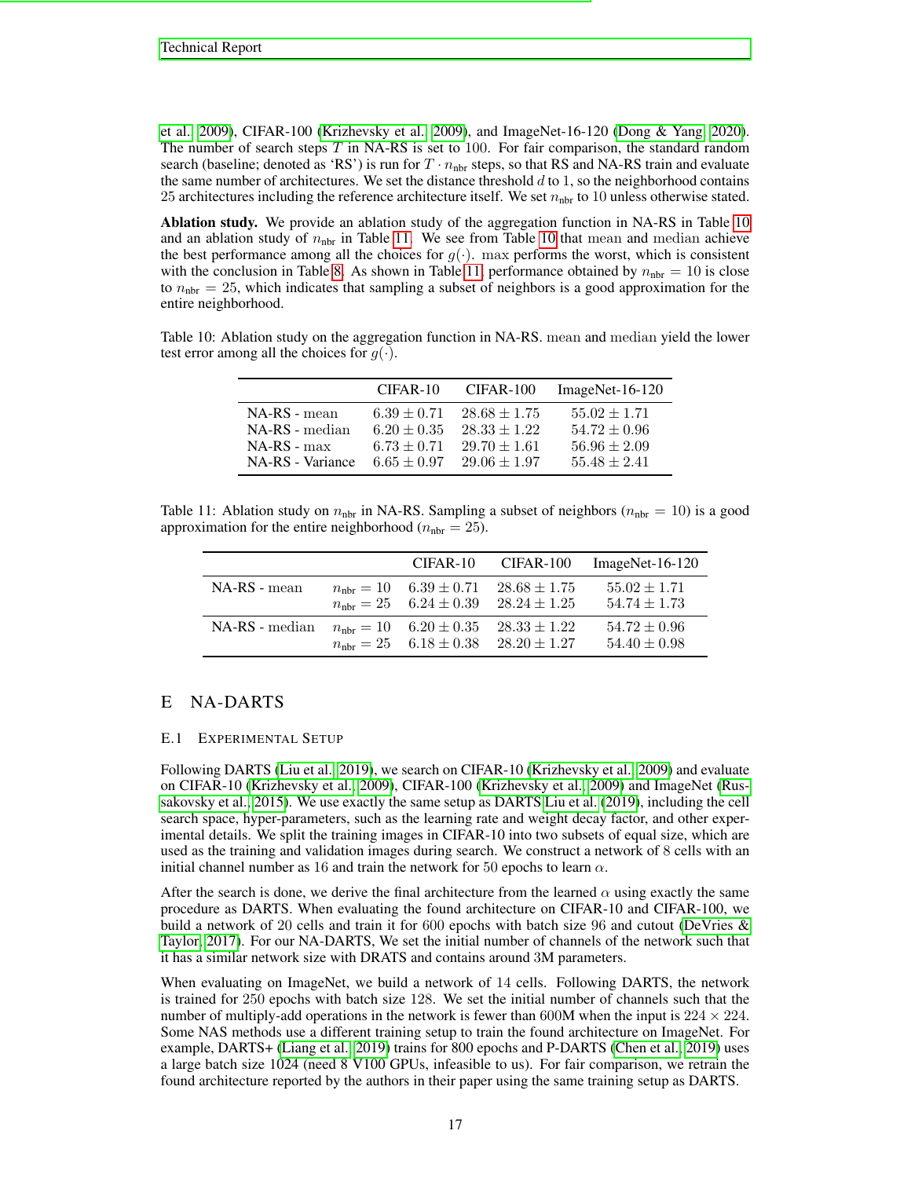et al., 2009), CIFAR-100 (Krizhevsky et al., 2009), and ImageNet-16-120 (Dong & Yang, 2020). The number of search steps $T$ in NA-RS is set to 100. For fair comparison, the standard random search (baseline; denoted as 'RS') is run for $T \cdot n_{\text{nbr}}$ steps, so that RS and NA-RS train and evaluate the same number of architectures. We set the distance threshold $d$ to 1, so the neighborhood contains 25 architectures including the reference architecture itself. We set $n_{\text{nbr}}$ to 10 unless otherwise stated.

**Ablation study.** We provide an ablation study of the aggregation function in NA-RS in Table 10 and an ablation study of $n_{\text{nbr}}$ in Table 11. We see from Table 10 that mean and median achieve the best performance among all the choices for $g(\cdot)$. max performs the worst, which is consistent with the conclusion in Table 8. As shown in Table 11, performance obtained by $n_{\text{nbr}} = 10$ is close to $n_{\text{nbr}} = 25$, which indicates that sampling a subset of neighbors is a good approximation for the entire neighborhood.

Table 10: Ablation study on the aggregation function in NA-RS. mean and median yield the lower test error among all the choices for $g(\cdot)$.

| | CIFAR-10 | CIFAR-100 | ImageNet-16-120 |
|---|---|---|---|
| NA-RS - mean | $6.39 \pm 0.71$ | $28.68 \pm 1.75$ | $55.02 \pm 1.71$ |
| NA-RS - median | $6.20 \pm 0.35$ | $28.33 \pm 1.22$ | $54.72 \pm 0.96$ |
| NA-RS - max | $6.73 \pm 0.71$ | $29.70 \pm 1.61$ | $56.96 \pm 2.09$ |
| NA-RS - Variance | $6.65 \pm 0.97$ | $29.06 \pm 1.97$ | $55.48 \pm 2.41$ |

Table 11: Ablation study on $n_{\text{nbr}}$ in NA-RS. Sampling a subset of neighbors ($n_{\text{nbr}} = 10$) is a good approximation for the entire neighborhood ($n_{\text{nbr}} = 25$).

| | | CIFAR-10 | CIFAR-100 | ImageNet-16-120 |
|---|---|---|---|---|
| NA-RS - mean | $n_{\text{nbr}} = 10$ | $6.39 \pm 0.71$ | $28.68 \pm 1.75$ | $55.02 \pm 1.71$ |
| | $n_{\text{nbr}} = 25$ | $6.24 \pm 0.39$ | $28.24 \pm 1.25$ | $54.74 \pm 1.73$ |
| NA-RS - median | $n_{\text{nbr}} = 10$ | $6.20 \pm 0.35$ | $28.33 \pm 1.22$ | $54.72 \pm 0.96$ |
| | $n_{\text{nbr}} = 25$ | $6.18 \pm 0.38$ | $28.20 \pm 1.27$ | $54.40 \pm 0.98$ |

# E NA-DARTS

## E.1 Experimental Setup

Following DARTS (Liu et al., 2019), we search on CIFAR-10 (Krizhevsky et al., 2009) and evaluate on CIFAR-10 (Krizhevsky et al., 2009), CIFAR-100 (Krizhevsky et al., 2009) and ImageNet (Russakovsky et al., 2015). We use exactly the same setup as DARTS Liu et al. (2019), including the cell search space, hyper-parameters, such as the learning rate and weight decay factor, and other experimental details. We split the training images in CIFAR-10 into two subsets of equal size, which are used as the training and validation images during search. We construct a network of 8 cells with an initial channel number as 16 and train the network for 50 epochs to learn $\alpha$.

After the search is done, we derive the final architecture from the learned $\alpha$ using exactly the same procedure as DARTS. When evaluating the found architecture on CIFAR-10 and CIFAR-100, we build a network of 20 cells and train it for 600 epochs with batch size 96 and cutout (DeVries & Taylor, 2017). For our NA-DARTS, We set the initial number of channels of the network such that it has a similar network size with DRATS and contains around 3M parameters.

When evaluating on ImageNet, we build a network of 14 cells. Following DARTS, the network is trained for 250 epochs with batch size 128. We set the initial number of channels such that the number of multiply-add operations in the network is fewer than 600M when the input is $224 \times 224$. Some NAS methods use a different training setup to train the found architecture on ImageNet. For example, DARTS+ (Liang et al., 2019) trains for 800 epochs and P-DARTS (Chen et al., 2019) uses a large batch size 1024 (need 8 V100 GPUs, infeasible to us). For fair comparison, we retrain the found architecture reported by the authors in their paper using the same training setup as DARTS.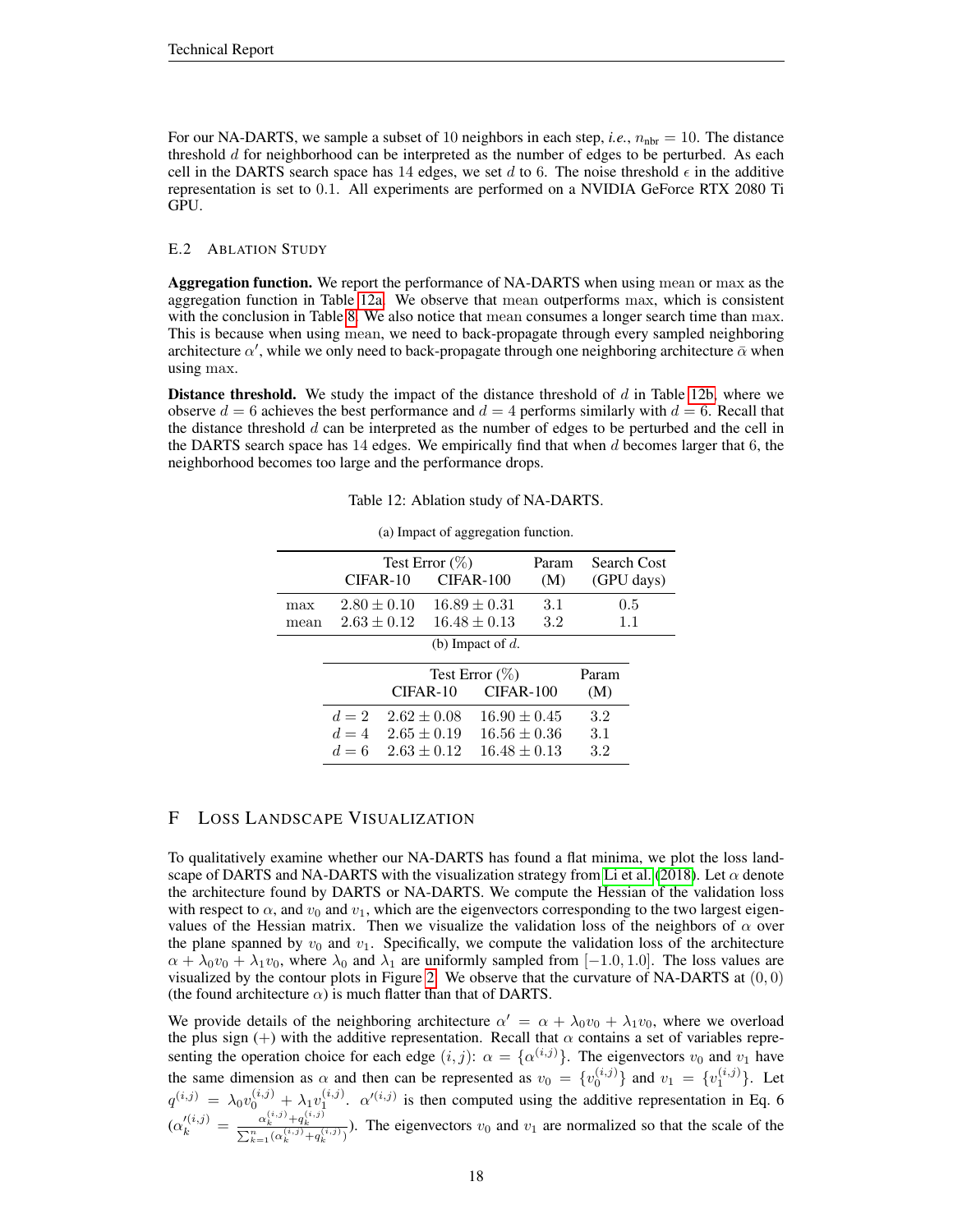For our NA-DARTS, we sample a subset of 10 neighbors in each step, *i.e.*, $n_{\text{nbr}} = 10$. The distance threshold $d$ for neighborhood can be interpreted as the number of edges to be perturbed. As each cell in the DARTS search space has 14 edges, we set $d$ to 6. The noise threshold $\epsilon$ in the additive representation is set to 0.1. All experiments are performed on a NVIDIA GeForce RTX 2080 Ti GPU.

### E.2 Ablation Study

**Aggregation function.** We report the performance of NA-DARTS when using mean or max as the aggregation function in Table 12a. We observe that mean outperforms max, which is consistent with the conclusion in Table 8. We also notice that mean consumes a longer search time than max. This is because when using mean, we need to back-propagate through every sampled neighboring architecture $\alpha'$, while we only need to back-propagate through one neighboring architecture $\bar{\alpha}$ when using max.

**Distance threshold.** We study the impact of the distance threshold of $d$ in Table 12b, where we observe $d = 6$ achieves the best performance and $d = 4$ performs similarly with $d = 6$. Recall that the distance threshold $d$ can be interpreted as the number of edges to be perturbed and the cell in the DARTS search space has 14 edges. We empirically find that when $d$ becomes larger that 6, the neighborhood becomes too large and the performance drops.

Table 12: Ablation study of NA-DARTS.

(a) Impact of aggregation function.

| | Test Error (%) CIFAR-10 | Test Error (%) CIFAR-100 | Param (M) | Search Cost (GPU days) |
|---|---|---|---|---|
| max | $2.80 \pm 0.10$ | $16.89 \pm 0.31$ | 3.1 | 0.5 |
| mean | $2.63 \pm 0.12$ | $16.48 \pm 0.13$ | 3.2 | 1.1 |

(b) Impact of $d$.

| | Test Error (%) CIFAR-10 | Test Error (%) CIFAR-100 | Param (M) |
|---|---|---|---|
| $d = 2$ | $2.62 \pm 0.08$ | $16.90 \pm 0.45$ | 3.2 |
| $d = 4$ | $2.65 \pm 0.19$ | $16.56 \pm 0.36$ | 3.1 |
| $d = 6$ | $2.63 \pm 0.12$ | $16.48 \pm 0.13$ | 3.2 |

## F Loss Landscape Visualization

To qualitatively examine whether our NA-DARTS has found a flat minima, we plot the loss landscape of DARTS and NA-DARTS with the visualization strategy from Li et al. (2018). Let $\alpha$ denote the architecture found by DARTS or NA-DARTS. We compute the Hessian of the validation loss with respect to $\alpha$, and $v_0$ and $v_1$, which are the eigenvectors corresponding to the two largest eigenvalues of the Hessian matrix. Then we visualize the validation loss of the neighbors of $\alpha$ over the plane spanned by $v_0$ and $v_1$. Specifically, we compute the validation loss of the architecture $\alpha + \lambda_0 v_0 + \lambda_1 v_0$, where $\lambda_0$ and $\lambda_1$ are uniformly sampled from $[-1.0, 1.0]$. The loss values are visualized by the contour plots in Figure 2. We observe that the curvature of NA-DARTS at $(0, 0)$ (the found architecture $\alpha$) is much flatter than that of DARTS.

We provide details of the neighboring architecture $\alpha' = \alpha + \lambda_0 v_0 + \lambda_1 v_0$, where we overload the plus sign $(+)$ with the additive representation. Recall that $\alpha$ contains a set of variables representing the operation choice for each edge $(i, j)$: $\alpha = \{\alpha^{(i,j)}\}$. The eigenvectors $v_0$ and $v_1$ have the same dimension as $\alpha$ and then can be represented as $v_0 = \{v_0^{(i,j)}\}$ and $v_1 = \{v_1^{(i,j)}\}$. Let $q^{(i,j)} = \lambda_0 v_0^{(i,j)} + \lambda_1 v_1^{(i,j)}$. $\alpha'^{(i,j)}$ is then computed using the additive representation in Eq. 6 ($\alpha_k'^{(i,j)} = \frac{\alpha_k^{(i,j)} + q_k^{(i,j)}}{\sum_{k=1}^{n} (\alpha_k^{(i,j)} + q_k^{(i,j)})}$). The eigenvectors $v_0$ and $v_1$ are normalized so that the scale of the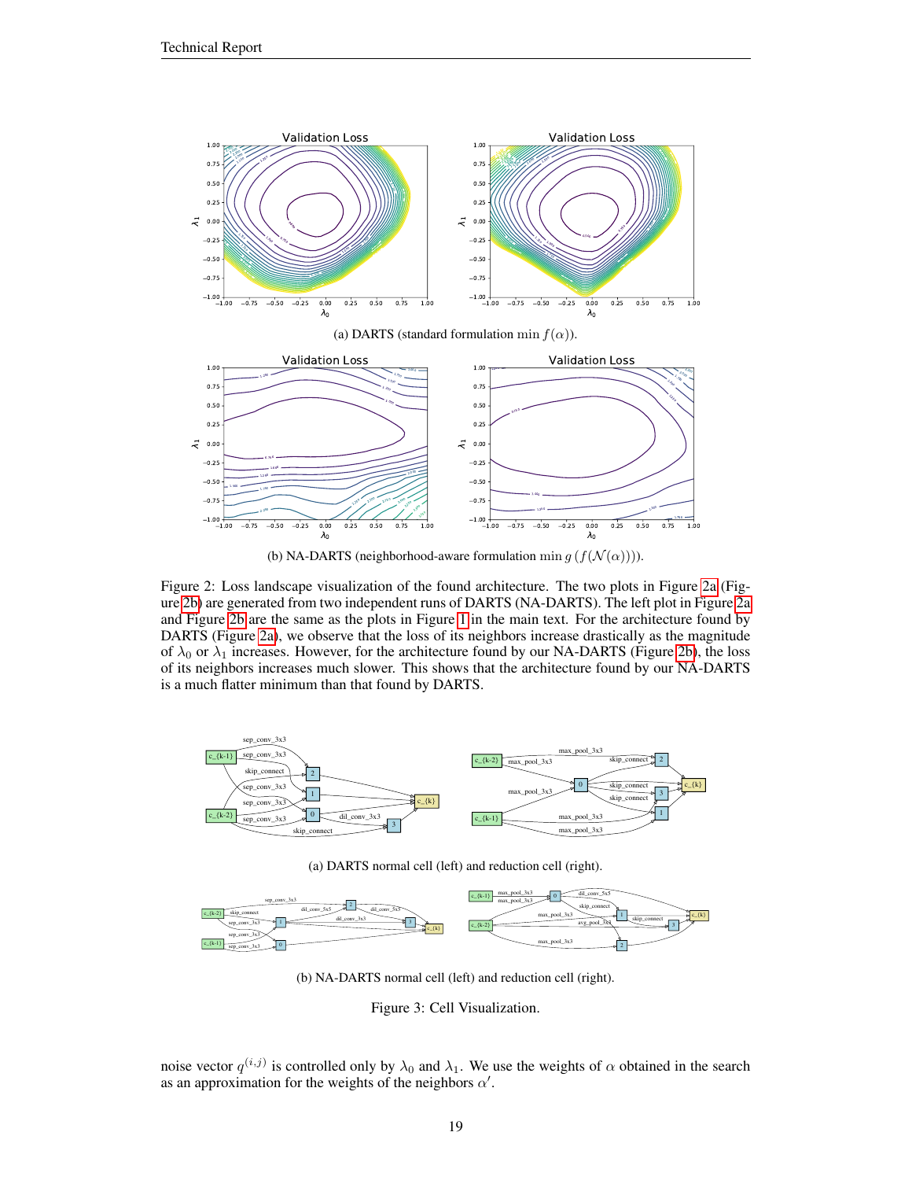(a) DARTS (standard formulation $\min f(\alpha)$).

(b) NA-DARTS (neighborhood-aware formulation $\min g\left(f(\mathcal{N}(\alpha))\right)$).

Figure 2: Loss landscape visualization of the found architecture. The two plots in Figure 2a (Figure 2b) are generated from two independent runs of DARTS (NA-DARTS). The left plot in Figure 2a and Figure 2b are the same as the plots in Figure 1 in the main text. For the architecture found by DARTS (Figure 2a), we observe that the loss of its neighbors increase drastically as the magnitude of $\lambda_0$ or $\lambda_1$ increases. However, for the architecture found by our NA-DARTS (Figure 2b), the loss of its neighbors increases much slower. This shows that the architecture found by our NA-DARTS is a much flatter minimum than that found by DARTS.

(a) DARTS normal cell (left) and reduction cell (right).

(b) NA-DARTS normal cell (left) and reduction cell (right).

Figure 3: Cell Visualization.

noise vector $q^{(i,j)}$ is controlled only by $\lambda_0$ and $\lambda_1$. We use the weights of $\alpha$ obtained in the search as an approximation for the weights of the neighbors $\alpha'$.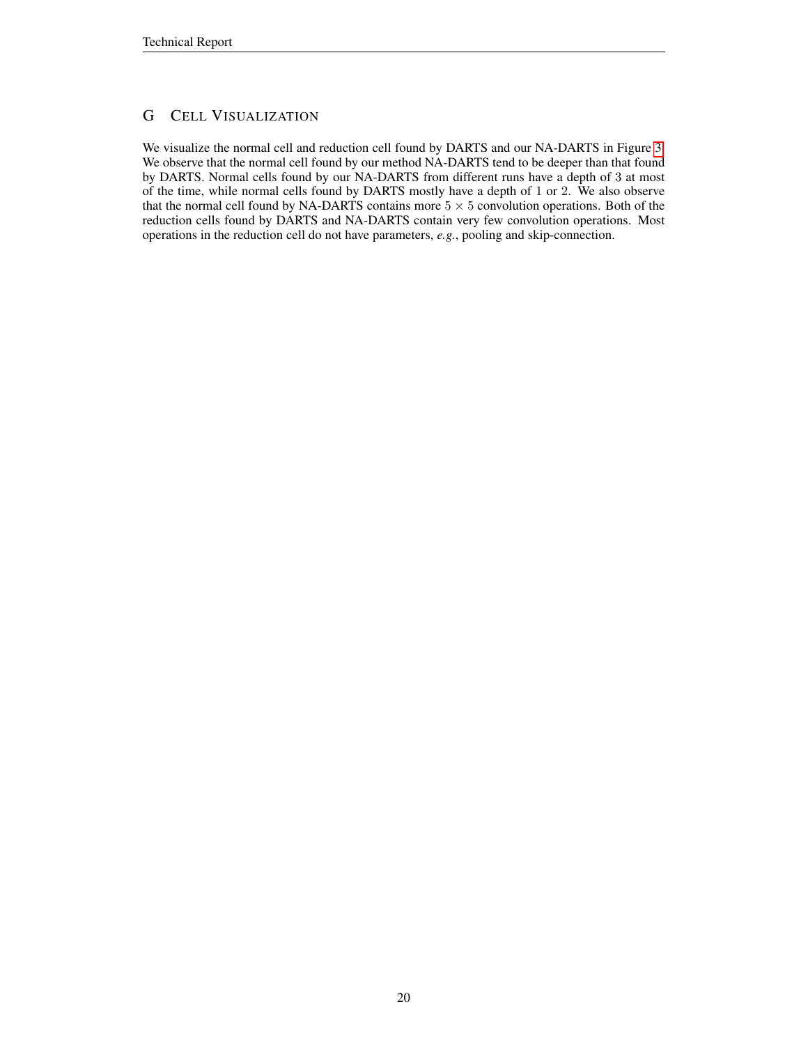## G Cell Visualization

We visualize the normal cell and reduction cell found by DARTS and our NA-DARTS in Figure 3. We observe that the normal cell found by our method NA-DARTS tend to be deeper than that found by DARTS. Normal cells found by our NA-DARTS from different runs have a depth of $3$ at most of the time, while normal cells found by DARTS mostly have a depth of $1$ or $2$. We also observe that the normal cell found by NA-DARTS contains more $5 \times 5$ convolution operations. Both of the reduction cells found by DARTS and NA-DARTS contain very few convolution operations. Most operations in the reduction cell do not have parameters, *e.g.*, pooling and skip-connection.